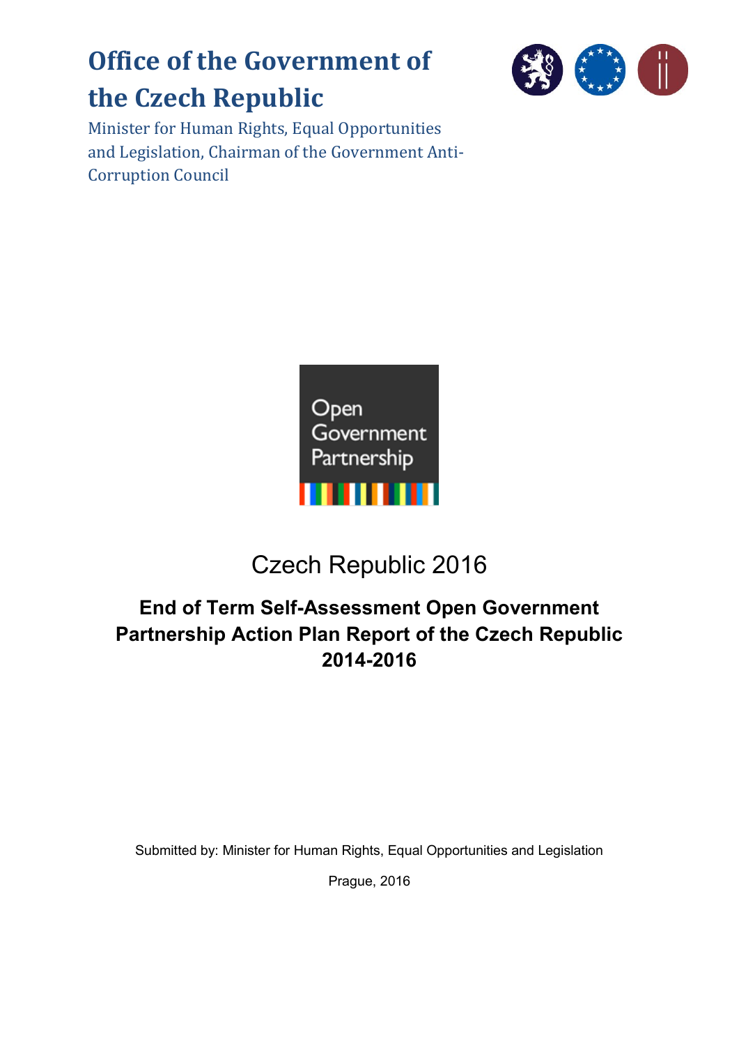# Office of the Government of the Czech Republic

Minister for Human Rights, Equal Opportunities and Legislation, Chairman of the Government Anti-Corruption Council

Open Government Partnership

Czech Republic 2016

## End of Term Self-Assessment Open Government Partnership Action Plan Report of the Czech Republic 2014-2016

Submitted by: Minister for Human Rights, Equal Opportunities and Legislation

Prague, 2016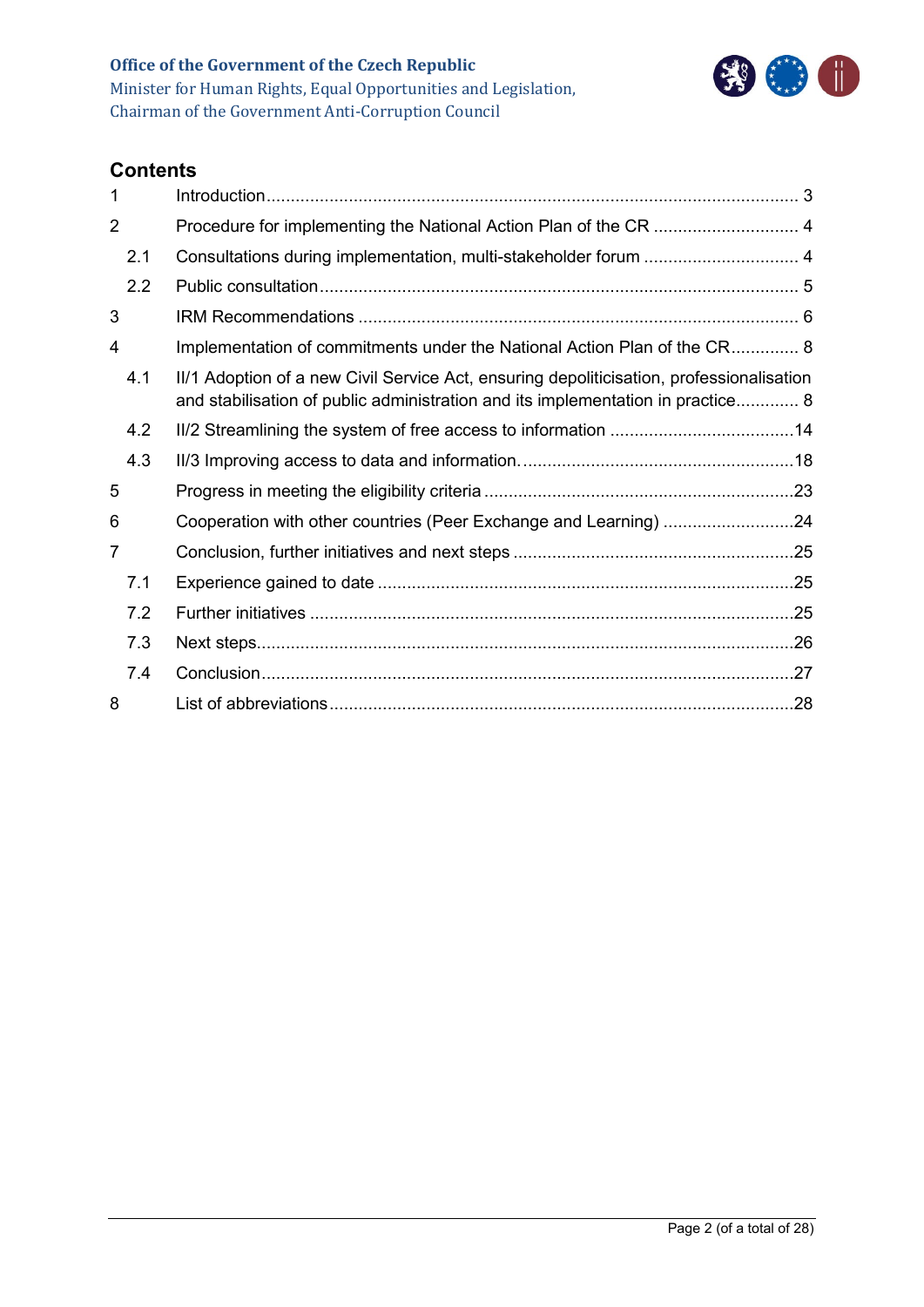## Contents

| | | |
|---|---|---|
| 1 | Introduction | 3 |
| 2 | Procedure for implementing the National Action Plan of the CR | 4 |
| 2.1 | Consultations during implementation, multi-stakeholder forum | 4 |
| 2.2 | Public consultation | 5 |
| 3 | IRM Recommendations | 6 |
| 4 | Implementation of commitments under the National Action Plan of the CR | 8 |
| 4.1 | II/1 Adoption of a new Civil Service Act, ensuring depoliticisation, professionalisation and stabilisation of public administration and its implementation in practice | 8 |
| 4.2 | II/2 Streamlining the system of free access to information | 14 |
| 4.3 | II/3 Improving access to data and information. | 18 |
| 5 | Progress in meeting the eligibility criteria | 23 |
| 6 | Cooperation with other countries (Peer Exchange and Learning) | 24 |
| 7 | Conclusion, further initiatives and next steps | 25 |
| 7.1 | Experience gained to date | 25 |
| 7.2 | Further initiatives | 25 |
| 7.3 | Next steps | 26 |
| 7.4 | Conclusion | 27 |
| 8 | List of abbreviations | 28 |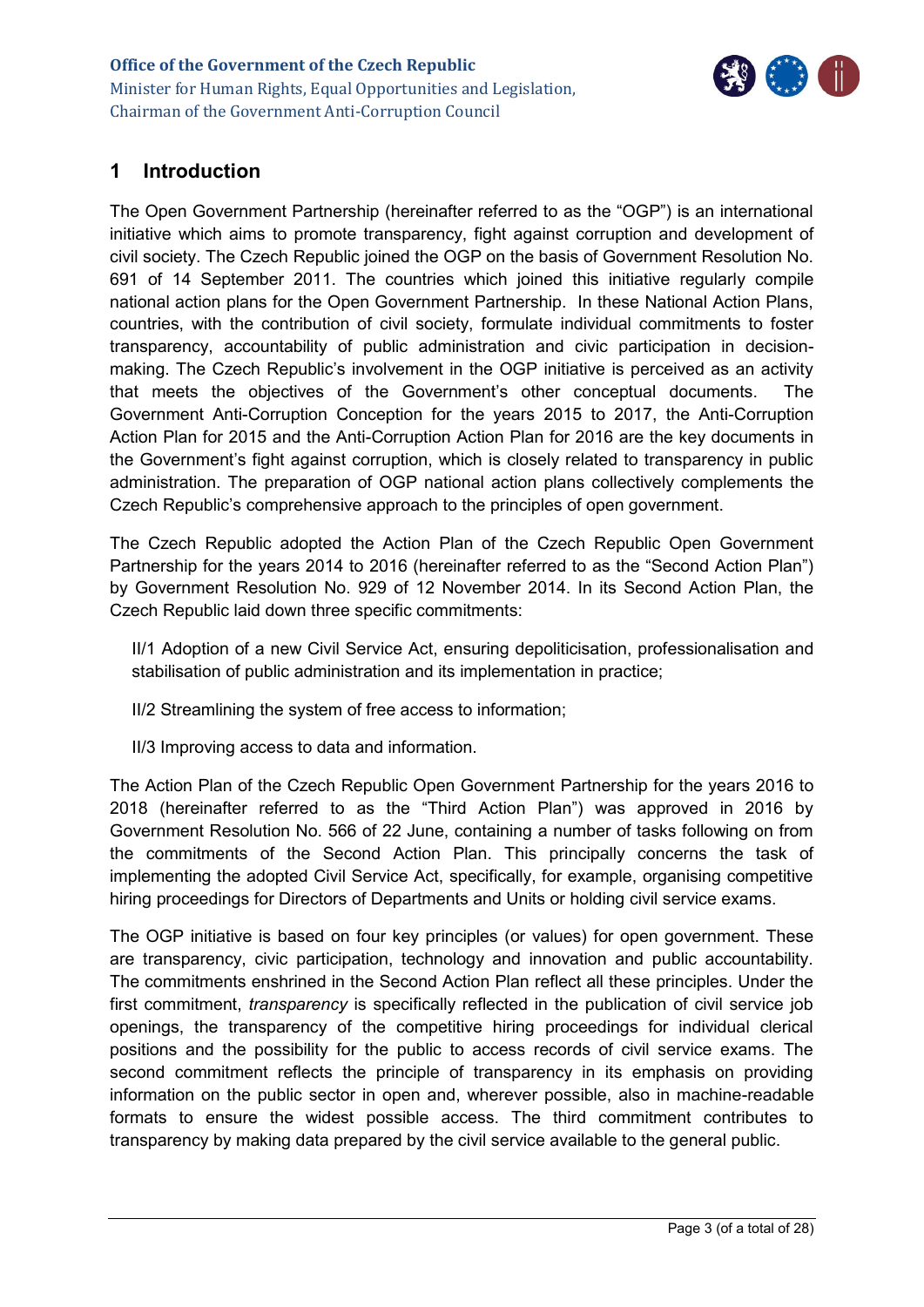## 1 Introduction

The Open Government Partnership (hereinafter referred to as the "OGP") is an international initiative which aims to promote transparency, fight against corruption and development of civil society. The Czech Republic joined the OGP on the basis of Government Resolution No. 691 of 14 September 2011. The countries which joined this initiative regularly compile national action plans for the Open Government Partnership. In these National Action Plans, countries, with the contribution of civil society, formulate individual commitments to foster transparency, accountability of public administration and civic participation in decision-making. The Czech Republic's involvement in the OGP initiative is perceived as an activity that meets the objectives of the Government's other conceptual documents. The Government Anti-Corruption Conception for the years 2015 to 2017, the Anti-Corruption Action Plan for 2015 and the Anti-Corruption Action Plan for 2016 are the key documents in the Government's fight against corruption, which is closely related to transparency in public administration. The preparation of OGP national action plans collectively complements the Czech Republic's comprehensive approach to the principles of open government.

The Czech Republic adopted the Action Plan of the Czech Republic Open Government Partnership for the years 2014 to 2016 (hereinafter referred to as the "Second Action Plan") by Government Resolution No. 929 of 12 November 2014. In its Second Action Plan, the Czech Republic laid down three specific commitments:

II/1 Adoption of a new Civil Service Act, ensuring depoliticisation, professionalisation and stabilisation of public administration and its implementation in practice;

II/2 Streamlining the system of free access to information;

II/3 Improving access to data and information.

The Action Plan of the Czech Republic Open Government Partnership for the years 2016 to 2018 (hereinafter referred to as the "Third Action Plan") was approved in 2016 by Government Resolution No. 566 of 22 June, containing a number of tasks following on from the commitments of the Second Action Plan. This principally concerns the task of implementing the adopted Civil Service Act, specifically, for example, organising competitive hiring proceedings for Directors of Departments and Units or holding civil service exams.

The OGP initiative is based on four key principles (or values) for open government. These are transparency, civic participation, technology and innovation and public accountability. The commitments enshrined in the Second Action Plan reflect all these principles. Under the first commitment, *transparency* is specifically reflected in the publication of civil service job openings, the transparency of the competitive hiring proceedings for individual clerical positions and the possibility for the public to access records of civil service exams. The second commitment reflects the principle of transparency in its emphasis on providing information on the public sector in open and, wherever possible, also in machine-readable formats to ensure the widest possible access. The third commitment contributes to transparency by making data prepared by the civil service available to the general public.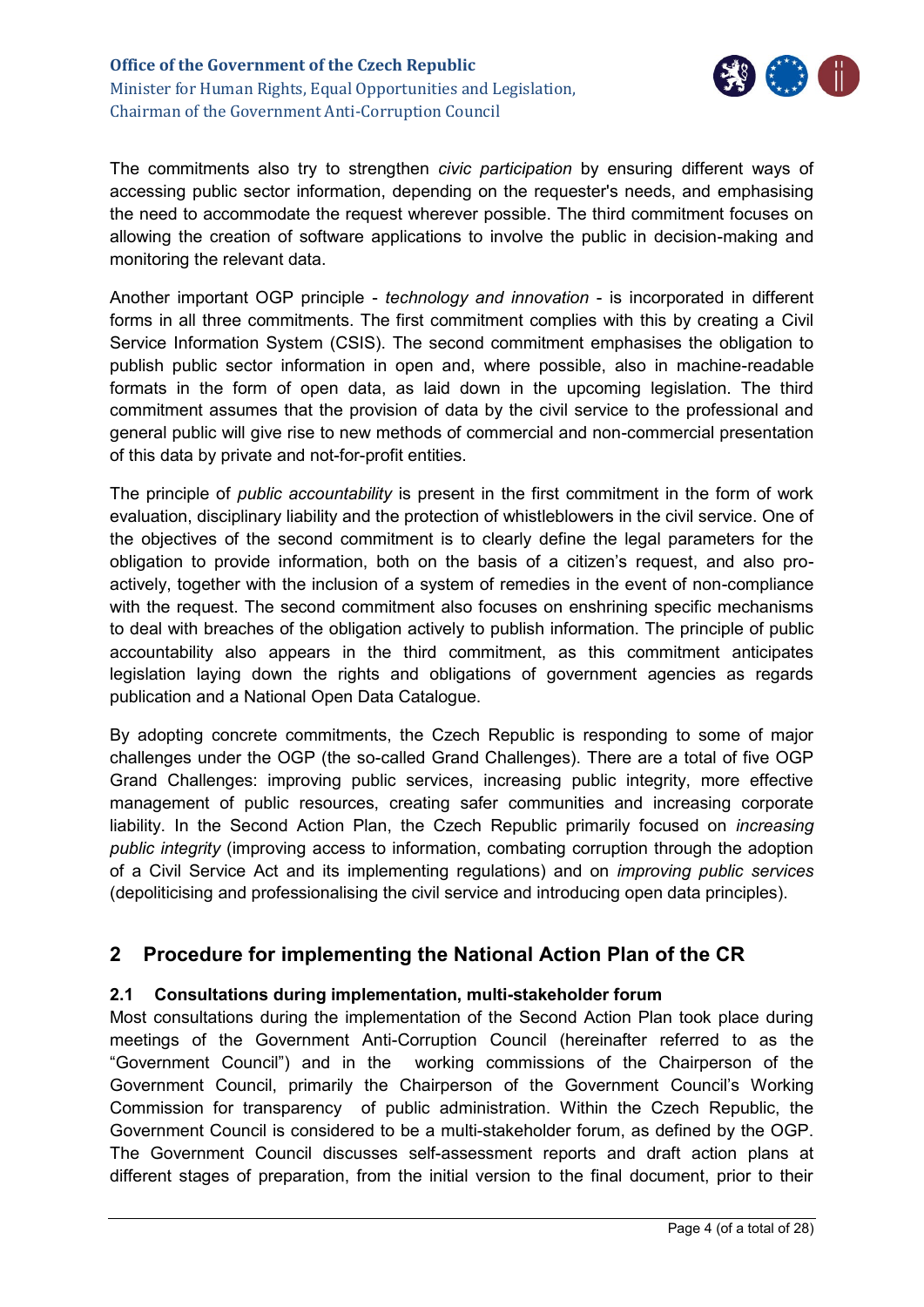The commitments also try to strengthen *civic participation* by ensuring different ways of accessing public sector information, depending on the requester's needs, and emphasising the need to accommodate the request wherever possible. The third commitment focuses on allowing the creation of software applications to involve the public in decision-making and monitoring the relevant data.

Another important OGP principle - *technology and innovation* - is incorporated in different forms in all three commitments. The first commitment complies with this by creating a Civil Service Information System (CSIS). The second commitment emphasises the obligation to publish public sector information in open and, where possible, also in machine-readable formats in the form of open data, as laid down in the upcoming legislation. The third commitment assumes that the provision of data by the civil service to the professional and general public will give rise to new methods of commercial and non-commercial presentation of this data by private and not-for-profit entities.

The principle of *public accountability* is present in the first commitment in the form of work evaluation, disciplinary liability and the protection of whistleblowers in the civil service. One of the objectives of the second commitment is to clearly define the legal parameters for the obligation to provide information, both on the basis of a citizen's request, and also pro-actively, together with the inclusion of a system of remedies in the event of non-compliance with the request. The second commitment also focuses on enshrining specific mechanisms to deal with breaches of the obligation actively to publish information. The principle of public accountability also appears in the third commitment, as this commitment anticipates legislation laying down the rights and obligations of government agencies as regards publication and a National Open Data Catalogue.

By adopting concrete commitments, the Czech Republic is responding to some of major challenges under the OGP (the so-called Grand Challenges). There are a total of five OGP Grand Challenges: improving public services, increasing public integrity, more effective management of public resources, creating safer communities and increasing corporate liability. In the Second Action Plan, the Czech Republic primarily focused on *increasing public integrity* (improving access to information, combating corruption through the adoption of a Civil Service Act and its implementing regulations) and on *improving public services* (depoliticising and professionalising the civil service and introducing open data principles).

## 2 Procedure for implementing the National Action Plan of the CR

### 2.1 Consultations during implementation, multi-stakeholder forum

Most consultations during the implementation of the Second Action Plan took place during meetings of the Government Anti-Corruption Council (hereinafter referred to as the "Government Council") and in the working commissions of the Chairperson of the Government Council, primarily the Chairperson of the Government Council's Working Commission for transparency of public administration. Within the Czech Republic, the Government Council is considered to be a multi-stakeholder forum, as defined by the OGP. The Government Council discusses self-assessment reports and draft action plans at different stages of preparation, from the initial version to the final document, prior to their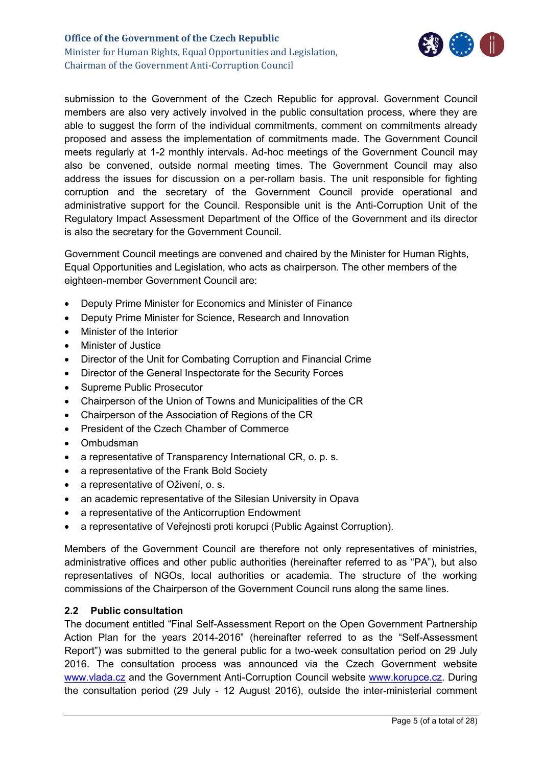submission to the Government of the Czech Republic for approval. Government Council members are also very actively involved in the public consultation process, where they are able to suggest the form of the individual commitments, comment on commitments already proposed and assess the implementation of commitments made. The Government Council meets regularly at 1-2 monthly intervals. Ad-hoc meetings of the Government Council may also be convened, outside normal meeting times. The Government Council may also address the issues for discussion on a per-rollam basis. The unit responsible for fighting corruption and the secretary of the Government Council provide operational and administrative support for the Council. Responsible unit is the Anti-Corruption Unit of the Regulatory Impact Assessment Department of the Office of the Government and its director is also the secretary for the Government Council.

Government Council meetings are convened and chaired by the Minister for Human Rights, Equal Opportunities and Legislation, who acts as chairperson. The other members of the eighteen-member Government Council are:

- Deputy Prime Minister for Economics and Minister of Finance
- Deputy Prime Minister for Science, Research and Innovation
- Minister of the Interior
- Minister of Justice
- Director of the Unit for Combating Corruption and Financial Crime
- Director of the General Inspectorate for the Security Forces
- Supreme Public Prosecutor
- Chairperson of the Union of Towns and Municipalities of the CR
- Chairperson of the Association of Regions of the CR
- President of the Czech Chamber of Commerce
- Ombudsman
- a representative of Transparency International CR, o. p. s.
- a representative of the Frank Bold Society
- a representative of Oživení, o. s.
- an academic representative of the Silesian University in Opava
- a representative of the Anticorruption Endowment
- a representative of Veřejnosti proti korupci (Public Against Corruption).

Members of the Government Council are therefore not only representatives of ministries, administrative offices and other public authorities (hereinafter referred to as "PA"), but also representatives of NGOs, local authorities or academia. The structure of the working commissions of the Chairperson of the Government Council runs along the same lines.

## 2.2 Public consultation

The document entitled "Final Self-Assessment Report on the Open Government Partnership Action Plan for the years 2014-2016" (hereinafter referred to as the "Self-Assessment Report") was submitted to the general public for a two-week consultation period on 29 July 2016. The consultation process was announced via the Czech Government website www.vlada.cz and the Government Anti-Corruption Council website www.korupce.cz. During the consultation period (29 July - 12 August 2016), outside the inter-ministerial comment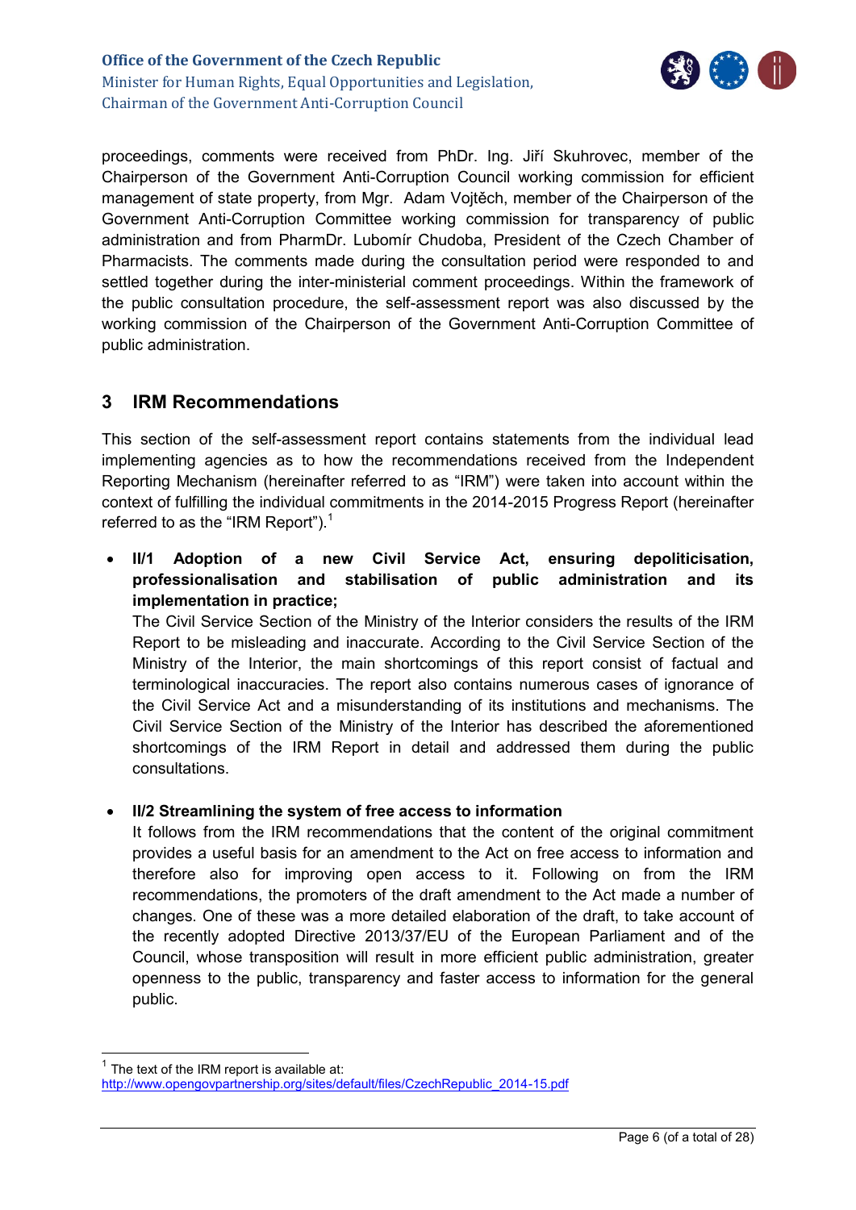proceedings, comments were received from PhDr. Ing. Jiří Skuhrovec, member of the Chairperson of the Government Anti-Corruption Council working commission for efficient management of state property, from Mgr. Adam Vojtěch, member of the Chairperson of the Government Anti-Corruption Committee working commission for transparency of public administration and from PharmDr. Lubomír Chudoba, President of the Czech Chamber of Pharmacists. The comments made during the consultation period were responded to and settled together during the inter-ministerial comment proceedings. Within the framework of the public consultation procedure, the self-assessment report was also discussed by the working commission of the Chairperson of the Government Anti-Corruption Committee of public administration.

## 3 IRM Recommendations

This section of the self-assessment report contains statements from the individual lead implementing agencies as to how the recommendations received from the Independent Reporting Mechanism (hereinafter referred to as "IRM") were taken into account within the context of fulfilling the individual commitments in the 2014-2015 Progress Report (hereinafter referred to as the "IRM Report").[1]

- **II/1 Adoption of a new Civil Service Act, ensuring depoliticisation, professionalisation and stabilisation of public administration and its implementation in practice;**
  The Civil Service Section of the Ministry of the Interior considers the results of the IRM Report to be misleading and inaccurate. According to the Civil Service Section of the Ministry of the Interior, the main shortcomings of this report consist of factual and terminological inaccuracies. The report also contains numerous cases of ignorance of the Civil Service Act and a misunderstanding of its institutions and mechanisms. The Civil Service Section of the Ministry of the Interior has described the aforementioned shortcomings of the IRM Report in detail and addressed them during the public consultations.

- **II/2 Streamlining the system of free access to information**
  It follows from the IRM recommendations that the content of the original commitment provides a useful basis for an amendment to the Act on free access to information and therefore also for improving open access to it. Following on from the IRM recommendations, the promoters of the draft amendment to the Act made a number of changes. One of these was a more detailed elaboration of the draft, to take account of the recently adopted Directive 2013/37/EU of the European Parliament and of the Council, whose transposition will result in more efficient public administration, greater openness to the public, transparency and faster access to information for the general public.

---

[1] The text of the IRM report is available at: http://www.opengovpartnership.org/sites/default/files/CzechRepublic_2014-15.pdf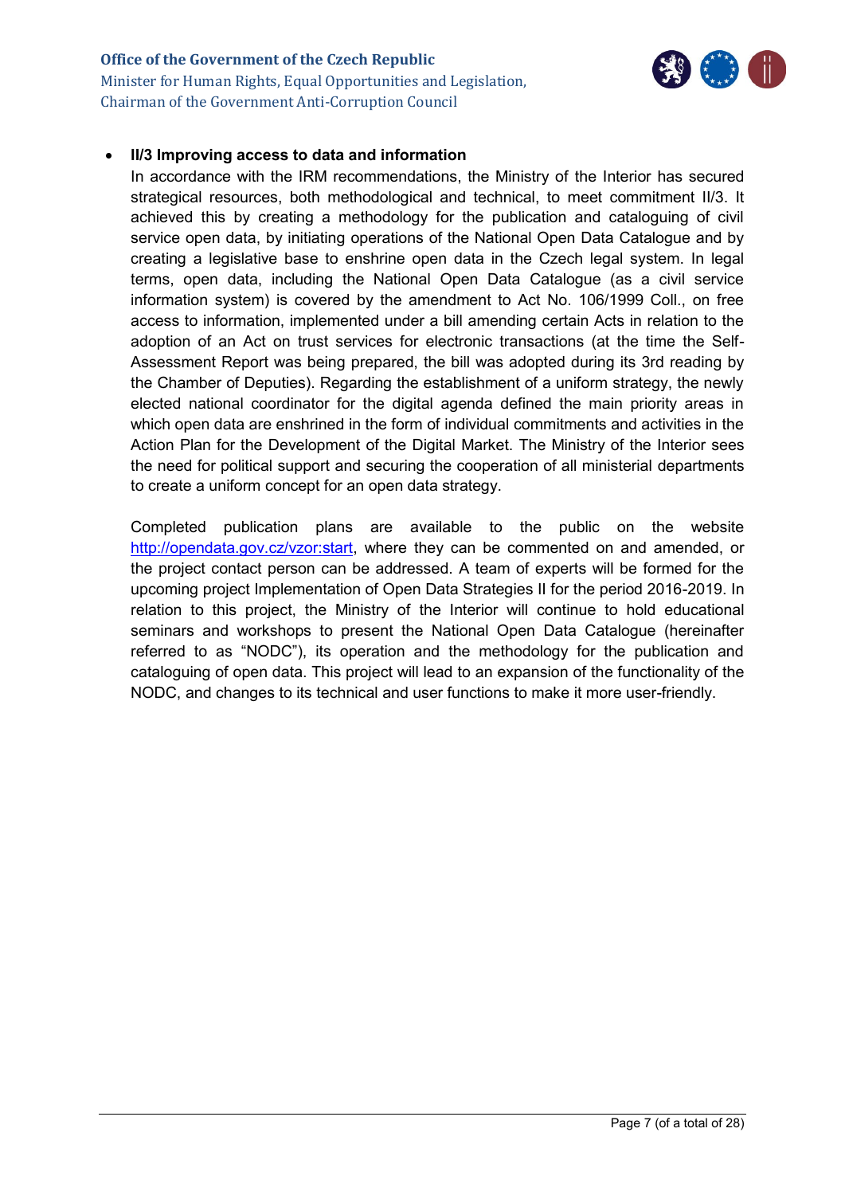- **II/3 Improving access to data and information**

  In accordance with the IRM recommendations, the Ministry of the Interior has secured strategical resources, both methodological and technical, to meet commitment II/3. It achieved this by creating a methodology for the publication and cataloguing of civil service open data, by initiating operations of the National Open Data Catalogue and by creating a legislative base to enshrine open data in the Czech legal system. In legal terms, open data, including the National Open Data Catalogue (as a civil service information system) is covered by the amendment to Act No. 106/1999 Coll., on free access to information, implemented under a bill amending certain Acts in relation to the adoption of an Act on trust services for electronic transactions (at the time the Self-Assessment Report was being prepared, the bill was adopted during its 3rd reading by the Chamber of Deputies). Regarding the establishment of a uniform strategy, the newly elected national coordinator for the digital agenda defined the main priority areas in which open data are enshrined in the form of individual commitments and activities in the Action Plan for the Development of the Digital Market. The Ministry of the Interior sees the need for political support and securing the cooperation of all ministerial departments to create a uniform concept for an open data strategy.

  Completed publication plans are available to the public on the website http://opendata.gov.cz/vzor:start, where they can be commented on and amended, or the project contact person can be addressed. A team of experts will be formed for the upcoming project Implementation of Open Data Strategies II for the period 2016-2019. In relation to this project, the Ministry of the Interior will continue to hold educational seminars and workshops to present the National Open Data Catalogue (hereinafter referred to as "NODC"), its operation and the methodology for the publication and cataloguing of open data. This project will lead to an expansion of the functionality of the NODC, and changes to its technical and user functions to make it more user-friendly.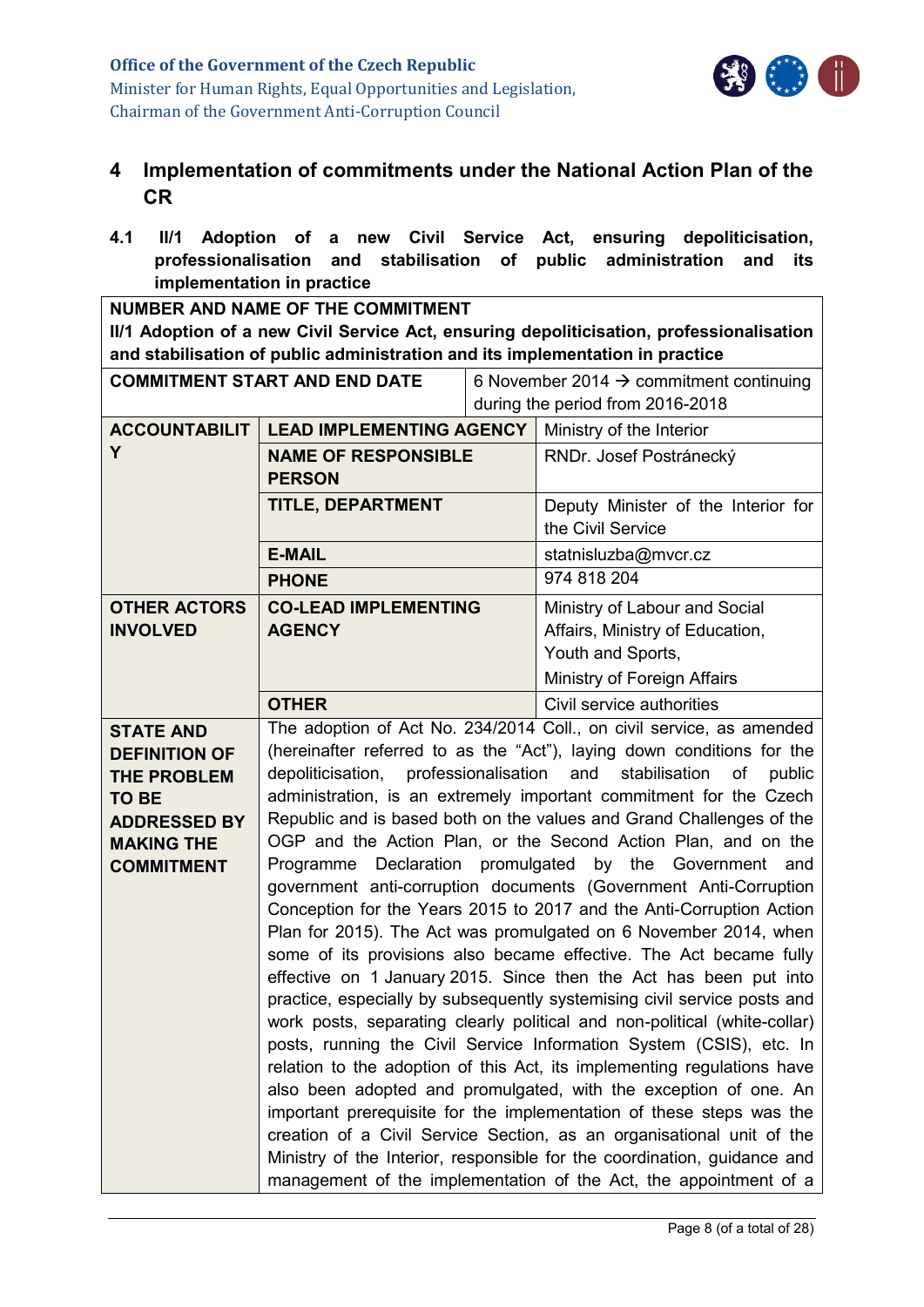## 4 Implementation of commitments under the National Action Plan of the CR

### 4.1 II/1 Adoption of a new Civil Service Act, ensuring depoliticisation, professionalisation and stabilisation of public administration and its implementation in practice

| NUMBER AND NAME OF THE COMMITMENT | | |
|---|---|---|
| **II/1 Adoption of a new Civil Service Act, ensuring depoliticisation, professionalisation and stabilisation of public administration and its implementation in practice** | | |
| **COMMITMENT START AND END DATE** | | 6 November 2014 → commitment continuing during the period from 2016-2018 |
| **ACCOUNTABILITY** | **LEAD IMPLEMENTING AGENCY** | Ministry of the Interior |
| | **NAME OF RESPONSIBLE PERSON** | RNDr. Josef Postránecký |
| | **TITLE, DEPARTMENT** | Deputy Minister of the Interior for the Civil Service |
| | **E-MAIL** | statnisluzba@mvcr.cz |
| | **PHONE** | 974 818 204 |
| **OTHER ACTORS INVOLVED** | **CO-LEAD IMPLEMENTING AGENCY** | Ministry of Labour and Social Affairs, Ministry of Education, Youth and Sports, Ministry of Foreign Affairs |
| | **OTHER** | Civil service authorities |
| **STATE AND DEFINITION OF THE PROBLEM TO BE ADDRESSED BY MAKING THE COMMITMENT** | The adoption of Act No. 234/2014 Coll., on civil service, as amended (hereinafter referred to as the "Act"), laying down conditions for the depoliticisation, professionalisation and stabilisation of public administration, is an extremely important commitment for the Czech Republic and is based both on the values and Grand Challenges of the OGP and the Action Plan, or the Second Action Plan, and on the Programme Declaration promulgated by the Government and government anti-corruption documents (Government Anti-Corruption Conception for the Years 2015 to 2017 and the Anti-Corruption Action Plan for 2015). The Act was promulgated on 6 November 2014, when some of its provisions also became effective. The Act became fully effective on 1 January 2015. Since then the Act has been put into practice, especially by subsequently systemising civil service posts and work posts, separating clearly political and non-political (white-collar) posts, running the Civil Service Information System (CSIS), etc. In relation to the adoption of this Act, its implementing regulations have also been adopted and promulgated, with the exception of one. An important prerequisite for the implementation of these steps was the creation of a Civil Service Section, as an organisational unit of the Ministry of the Interior, responsible for the coordination, guidance and management of the implementation of the Act, the appointment of a | |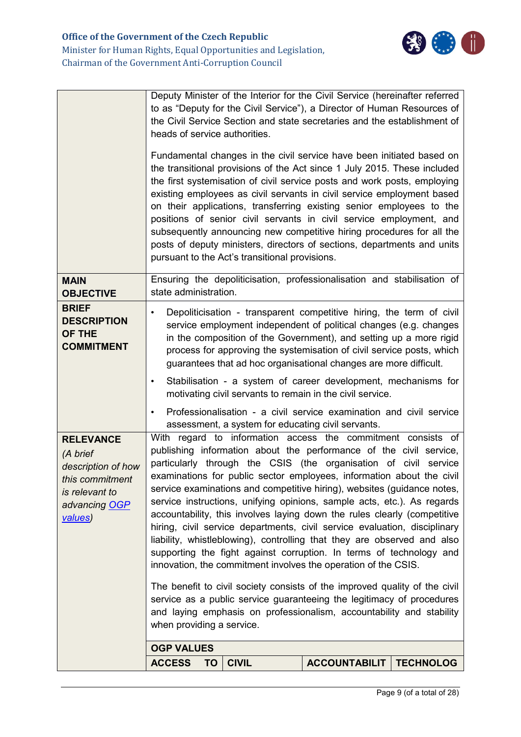| | |
|---|---|
| | Deputy Minister of the Interior for the Civil Service (hereinafter referred to as "Deputy for the Civil Service"), a Director of Human Resources of the Civil Service Section and state secretaries and the establishment of heads of service authorities.<br><br>Fundamental changes in the civil service have been initiated based on the transitional provisions of the Act since 1 July 2015. These included the first systemisation of civil service posts and work posts, employing existing employees as civil servants in civil service employment based on their applications, transferring existing senior employees to the positions of senior civil servants in civil service employment, and subsequently announcing new competitive hiring procedures for all the posts of deputy ministers, directors of sections, departments and units pursuant to the Act's transitional provisions. |
| **MAIN OBJECTIVE** | Ensuring the depoliticisation, professionalisation and stabilisation of state administration. |
| **BRIEF DESCRIPTION OF THE COMMITMENT** | • Depoliticisation - transparent competitive hiring, the term of civil service employment independent of political changes (e.g. changes in the composition of the Government), and setting up a more rigid process for approving the systemisation of civil service posts, which guarantees that ad hoc organisational changes are more difficult.<br>• Stabilisation - a system of career development, mechanisms for motivating civil servants to remain in the civil service.<br>• Professionalisation - a civil service examination and civil service assessment, a system for educating civil servants. |
| **RELEVANCE** *(A brief description of how this commitment is relevant to advancing [OGP values](OGP values))* | With regard to information access the commitment consists of publishing information about the performance of the civil service, particularly through the CSIS (the organisation of civil service examinations for public sector employees, information about the civil service examinations and competitive hiring), websites (guidance notes, service instructions, unifying opinions, sample acts, etc.). As regards accountability, this involves laying down the rules clearly (competitive hiring, civil service departments, civil service evaluation, disciplinary liability, whistleblowing), controlling that they are observed and also supporting the fight against corruption. In terms of technology and innovation, the commitment involves the operation of the CSIS.<br><br>The benefit to civil society consists of the improved quality of the civil service as a public service guaranteeing the legitimacy of procedures and laying emphasis on professionalism, accountability and stability when providing a service. |

| OGP VALUES | | | |
|---|---|---|---|
| **ACCESS TO** | **CIVIL** | **ACCOUNTABILIT** | **TECHNOLOG** |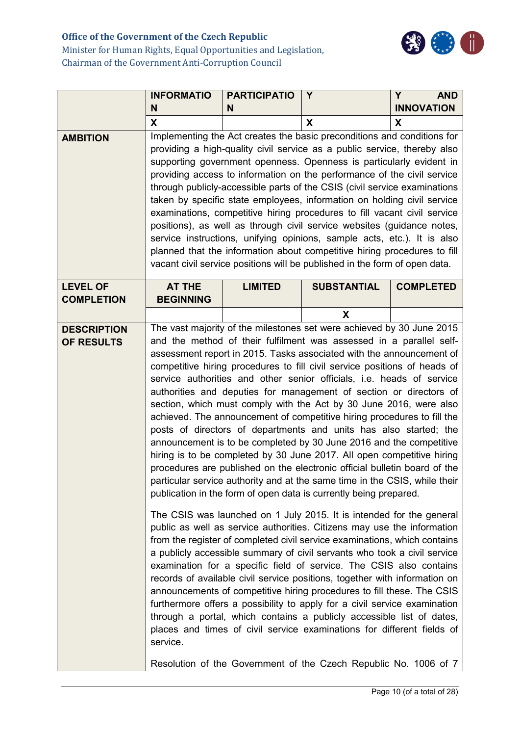| | INFORMATION | PARTICIPATION | Y | Y AND INNOVATION |
|---|---|---|---|---|
| | X | | X | X |
| **AMBITION** | Implementing the Act creates the basic preconditions and conditions for providing a high-quality civil service as a public service, thereby also supporting government openness. Openness is particularly evident in providing access to information on the performance of the civil service through publicly-accessible parts of the CSIS (civil service examinations taken by specific state employees, information on holding civil service examinations, competitive hiring procedures to fill vacant civil service positions), as well as through civil service websites (guidance notes, service instructions, unifying opinions, sample acts, etc.). It is also planned that the information about competitive hiring procedures to fill vacant civil service positions will be published in the form of open data. | | | |
| **LEVEL OF COMPLETION** | **AT THE BEGINNING** | **LIMITED** | **SUBSTANTIAL** | **COMPLETED** |
| | | | X | |
| **DESCRIPTION OF RESULTS** | The vast majority of the milestones set were achieved by 30 June 2015 and the method of their fulfilment was assessed in a parallel self-assessment report in 2015. Tasks associated with the announcement of competitive hiring procedures to fill civil service positions of heads of service authorities and other senior officials, i.e. heads of service authorities and deputies for management of section or directors of section, which must comply with the Act by 30 June 2016, were also achieved. The announcement of competitive hiring procedures to fill the posts of directors of departments and units has also started; the announcement is to be completed by 30 June 2016 and the competitive hiring is to be completed by 30 June 2017. All open competitive hiring procedures are published on the electronic official bulletin board of the particular service authority and at the same time in the CSIS, while their publication in the form of open data is currently being prepared.<br><br>The CSIS was launched on 1 July 2015. It is intended for the general public as well as service authorities. Citizens may use the information from the register of completed civil service examinations, which contains a publicly accessible summary of civil servants who took a civil service examination for a specific field of service. The CSIS also contains records of available civil service positions, together with information on announcements of competitive hiring procedures to fill these. The CSIS furthermore offers a possibility to apply for a civil service examination through a portal, which contains a publicly accessible list of dates, places and times of civil service examinations for different fields of service.<br><br>Resolution of the Government of the Czech Republic No. 1006 of 7 | | | |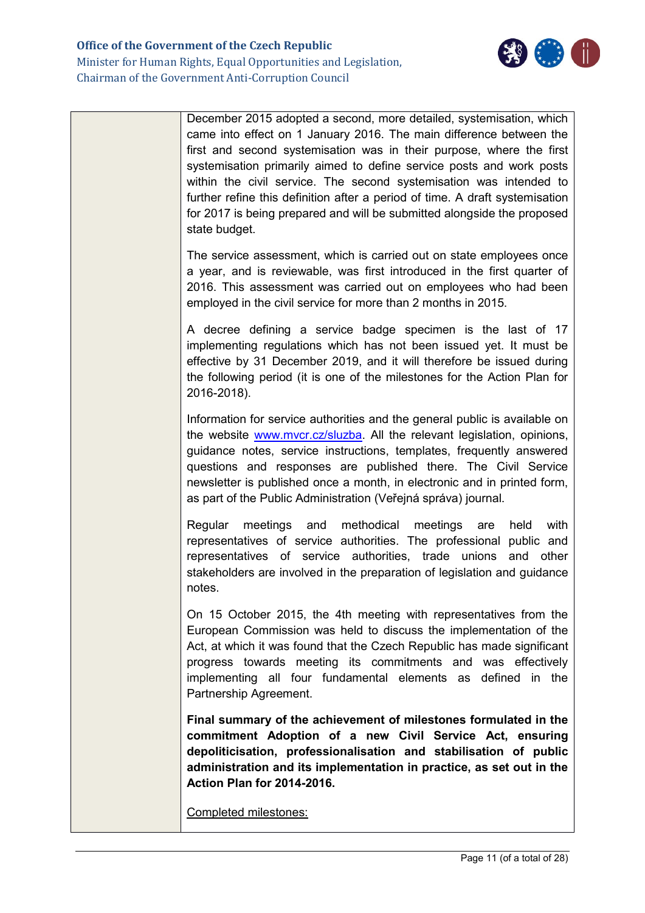| | December 2015 adopted a second, more detailed, systemisation, which came into effect on 1 January 2016. The main difference between the first and second systemisation was in their purpose, where the first systemisation primarily aimed to define service posts and work posts within the civil service. The second systemisation was intended to further refine this definition after a period of time. A draft systemisation for 2017 is being prepared and will be submitted alongside the proposed state budget.<br><br>The service assessment, which is carried out on state employees once a year, and is reviewable, was first introduced in the first quarter of 2016. This assessment was carried out on employees who had been employed in the civil service for more than 2 months in 2015.<br><br>A decree defining a service badge specimen is the last of 17 implementing regulations which has not been issued yet. It must be effective by 31 December 2019, and it will therefore be issued during the following period (it is one of the milestones for the Action Plan for 2016-2018).<br><br>Information for service authorities and the general public is available on the website www.mvcr.cz/sluzba. All the relevant legislation, opinions, guidance notes, service instructions, templates, frequently answered questions and responses are published there. The Civil Service newsletter is published once a month, in electronic and in printed form, as part of the Public Administration (Veřejná správa) journal.<br><br>Regular meetings and methodical meetings are held with representatives of service authorities. The professional public and representatives of service authorities, trade unions and other stakeholders are involved in the preparation of legislation and guidance notes.<br><br>On 15 October 2015, the 4th meeting with representatives from the European Commission was held to discuss the implementation of the Act, at which it was found that the Czech Republic has made significant progress towards meeting its commitments and was effectively implementing all four fundamental elements as defined in the Partnership Agreement.<br><br>**Final summary of the achievement of milestones formulated in the commitment Adoption of a new Civil Service Act, ensuring depoliticisation, professionalisation and stabilisation of public administration and its implementation in practice, as set out in the Action Plan for 2014-2016.**<br><br>Completed milestones: |
|---|---|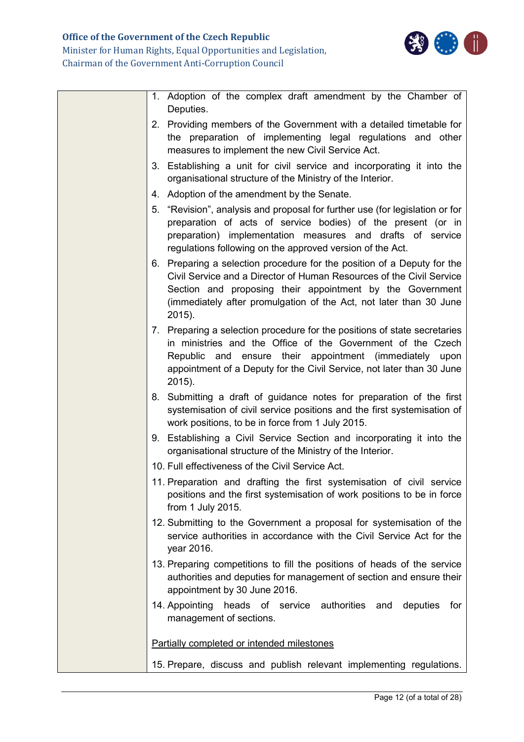| | |
|---|---|
| | 1. Adoption of the complex draft amendment by the Chamber of Deputies.<br>2. Providing members of the Government with a detailed timetable for the preparation of implementing legal regulations and other measures to implement the new Civil Service Act.<br>3. Establishing a unit for civil service and incorporating it into the organisational structure of the Ministry of the Interior.<br>4. Adoption of the amendment by the Senate.<br>5. "Revision", analysis and proposal for further use (for legislation or for preparation of acts of service bodies) of the present (or in preparation) implementation measures and drafts of service regulations following on the approved version of the Act.<br>6. Preparing a selection procedure for the position of a Deputy for the Civil Service and a Director of Human Resources of the Civil Service Section and proposing their appointment by the Government (immediately after promulgation of the Act, not later than 30 June 2015).<br>7. Preparing a selection procedure for the positions of state secretaries in ministries and the Office of the Government of the Czech Republic and ensure their appointment (immediately upon appointment of a Deputy for the Civil Service, not later than 30 June 2015).<br>8. Submitting a draft of guidance notes for preparation of the first systemisation of civil service positions and the first systemisation of work positions, to be in force from 1 July 2015.<br>9. Establishing a Civil Service Section and incorporating it into the organisational structure of the Ministry of the Interior.<br>10. Full effectiveness of the Civil Service Act.<br>11. Preparation and drafting the first systemisation of civil service positions and the first systemisation of work positions to be in force from 1 July 2015.<br>12. Submitting to the Government a proposal for systemisation of the service authorities in accordance with the Civil Service Act for the year 2016.<br>13. Preparing competitions to fill the positions of heads of the service authorities and deputies for management of section and ensure their appointment by 30 June 2016.<br>14. Appointing heads of service authorities and deputies for management of sections.<br><br><u>Partially completed or intended milestones</u><br><br>15. Prepare, discuss and publish relevant implementing regulations. |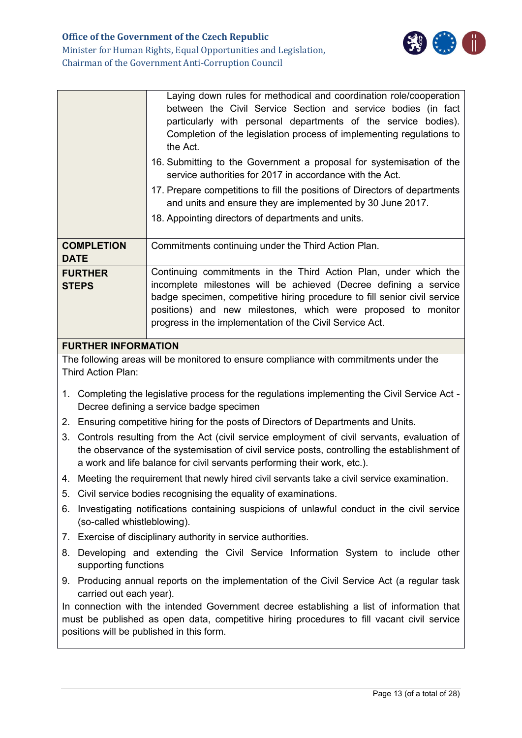| | |
|---|---|
| | Laying down rules for methodical and coordination role/cooperation between the Civil Service Section and service bodies (in fact particularly with personal departments of the service bodies). Completion of the legislation process of implementing regulations to the Act.<br>16. Submitting to the Government a proposal for systemisation of the service authorities for 2017 in accordance with the Act.<br>17. Prepare competitions to fill the positions of Directors of departments and units and ensure they are implemented by 30 June 2017.<br>18. Appointing directors of departments and units. |
| **COMPLETION DATE** | Commitments continuing under the Third Action Plan. |
| **FURTHER STEPS** | Continuing commitments in the Third Action Plan, under which the incomplete milestones will be achieved (Decree defining a service badge specimen, competitive hiring procedure to fill senior civil service positions) and new milestones, which were proposed to monitor progress in the implementation of the Civil Service Act. |

**FURTHER INFORMATION**

The following areas will be monitored to ensure compliance with commitments under the Third Action Plan:

1. Completing the legislative process for the regulations implementing the Civil Service Act - Decree defining a service badge specimen
2. Ensuring competitive hiring for the posts of Directors of Departments and Units.
3. Controls resulting from the Act (civil service employment of civil servants, evaluation of the observance of the systemisation of civil service posts, controlling the establishment of a work and life balance for civil servants performing their work, etc.).
4. Meeting the requirement that newly hired civil servants take a civil service examination.
5. Civil service bodies recognising the equality of examinations.
6. Investigating notifications containing suspicions of unlawful conduct in the civil service (so-called whistleblowing).
7. Exercise of disciplinary authority in service authorities.
8. Developing and extending the Civil Service Information System to include other supporting functions
9. Producing annual reports on the implementation of the Civil Service Act (a regular task carried out each year).

In connection with the intended Government decree establishing a list of information that must be published as open data, competitive hiring procedures to fill vacant civil service positions will be published in this form.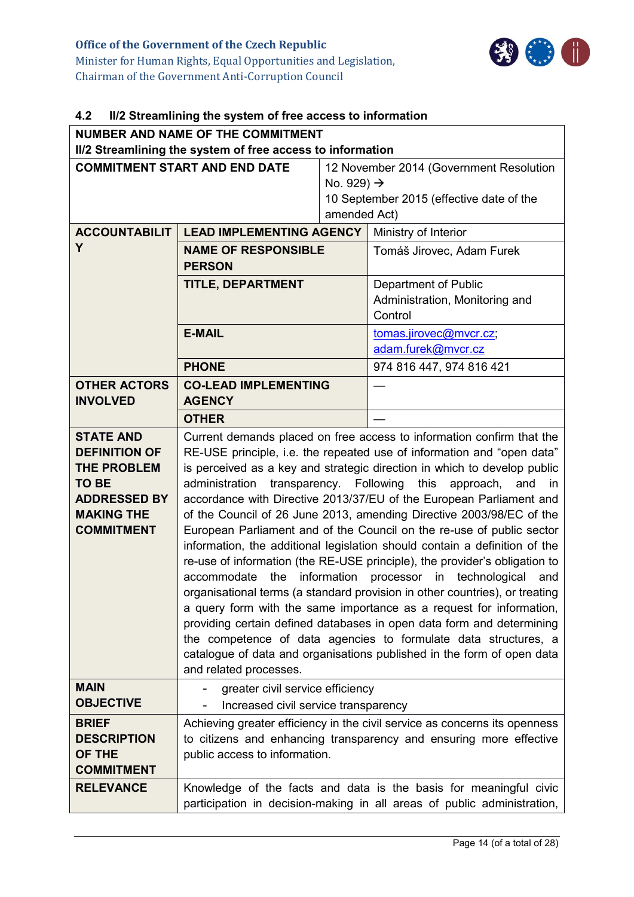## 4.2 II/2 Streamlining the system of free access to information

| NUMBER AND NAME OF THE COMMITMENT<br>II/2 Streamlining the system of free access to information | | |
|---|---|---|
| **COMMITMENT START AND END DATE** | | 12 November 2014 (Government Resolution No. 929) → 10 September 2015 (effective date of the amended Act) |
| **ACCOUNTABILITY** | **LEAD IMPLEMENTING AGENCY** | Ministry of Interior |
| | **NAME OF RESPONSIBLE PERSON** | Tomáš Jirovec, Adam Furek |
| | **TITLE, DEPARTMENT** | Department of Public Administration, Monitoring and Control |
| | **E-MAIL** | tomas.jirovec@mvcr.cz; adam.furek@mvcr.cz |
| | **PHONE** | 974 816 447, 974 816 421 |
| **OTHER ACTORS INVOLVED** | **CO-LEAD IMPLEMENTING AGENCY** | — |
| | **OTHER** | — |
| **STATE AND DEFINITION OF THE PROBLEM TO BE ADDRESSED BY MAKING THE COMMITMENT** | Current demands placed on free access to information confirm that the RE-USE principle, i.e. the repeated use of information and "open data" is perceived as a key and strategic direction in which to develop public administration transparency. Following this approach, and in accordance with Directive 2013/37/EU of the European Parliament and of the Council of 26 June 2013, amending Directive 2003/98/EC of the European Parliament and of the Council on the re-use of public sector information, the additional legislation should contain a definition of the re-use of information (the RE-USE principle), the provider's obligation to accommodate the information processor in technological and organisational terms (a standard provision in other countries), or treating a query form with the same importance as a request for information, providing certain defined databases in open data form and determining the competence of data agencies to formulate data structures, a catalogue of data and organisations published in the form of open data and related processes. | |
| **MAIN OBJECTIVE** | - greater civil service efficiency<br>- Increased civil service transparency | |
| **BRIEF DESCRIPTION OF THE COMMITMENT** | Achieving greater efficiency in the civil service as concerns its openness to citizens and enhancing transparency and ensuring more effective public access to information. | |
| **RELEVANCE** | Knowledge of the facts and data is the basis for meaningful civic participation in decision-making in all areas of public administration, | |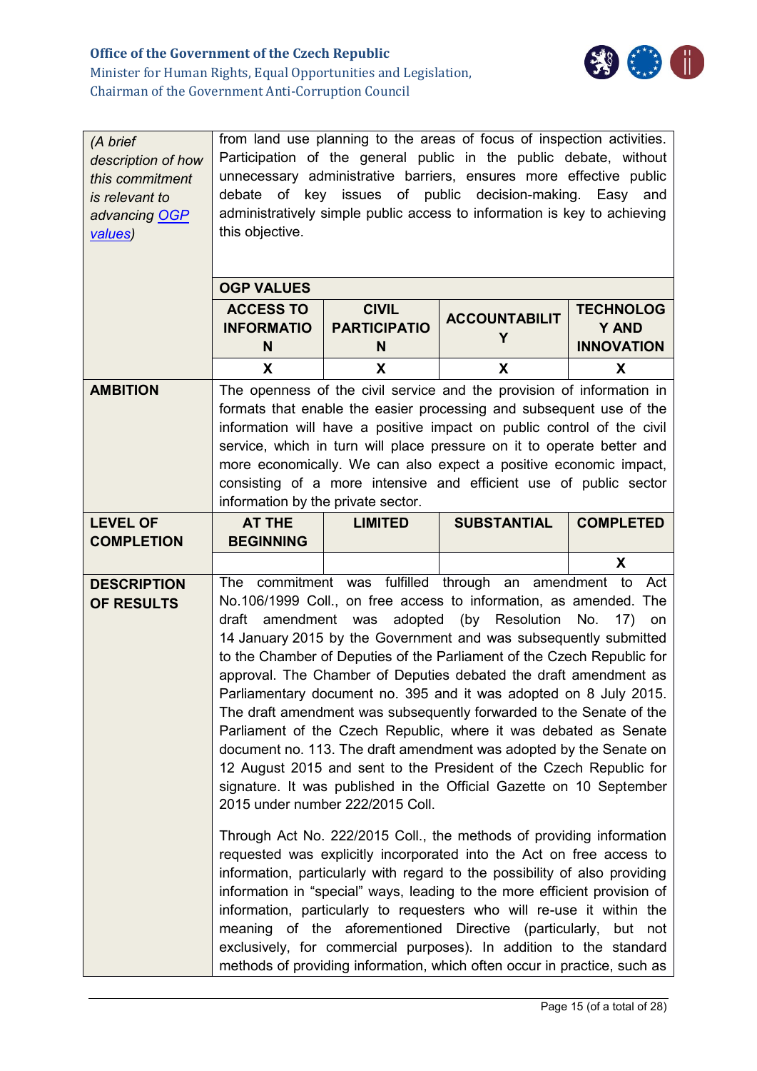| *(A brief description of how this commitment is relevant to advancing [OGP values](#))* | from land use planning to the areas of focus of inspection activities. Participation of the general public in the public debate, without unnecessary administrative barriers, ensures more effective public debate of key issues of public decision-making. Easy and administratively simple public access to information is key to achieving this objective. | | | |
|---|---|---|---|---|
| | **OGP VALUES** | | | |
| | **ACCESS TO INFORMATION** | **CIVIL PARTICIPATION** | **ACCOUNTABILITY** | **TECHNOLOGY AND INNOVATION** |
| | X | X | X | X |
| **AMBITION** | The openness of the civil service and the provision of information in formats that enable the easier processing and subsequent use of the information will have a positive impact on public control of the civil service, which in turn will place pressure on it to operate better and more economically. We can also expect a positive economic impact, consisting of a more intensive and efficient use of public sector information by the private sector. | | | |
| **LEVEL OF COMPLETION** | **AT THE BEGINNING** | **LIMITED** | **SUBSTANTIAL** | **COMPLETED** |
| | | | | X |
| **DESCRIPTION OF RESULTS** | The commitment was fulfilled through an amendment to Act No.106/1999 Coll., on free access to information, as amended. The draft amendment was adopted (by Resolution No. 17) on 14 January 2015 by the Government and was subsequently submitted to the Chamber of Deputies of the Parliament of the Czech Republic for approval. The Chamber of Deputies debated the draft amendment as Parliamentary document no. 395 and it was adopted on 8 July 2015. The draft amendment was subsequently forwarded to the Senate of the Parliament of the Czech Republic, where it was debated as Senate document no. 113. The draft amendment was adopted by the Senate on 12 August 2015 and sent to the President of the Czech Republic for signature. It was published in the Official Gazette on 10 September 2015 under number 222/2015 Coll.<br><br>Through Act No. 222/2015 Coll., the methods of providing information requested was explicitly incorporated into the Act on free access to information, particularly with regard to the possibility of also providing information in "special" ways, leading to the more efficient provision of information, particularly to requesters who will re-use it within the meaning of the aforementioned Directive (particularly, but not exclusively, for commercial purposes). In addition to the standard methods of providing information, which often occur in practice, such as | | | |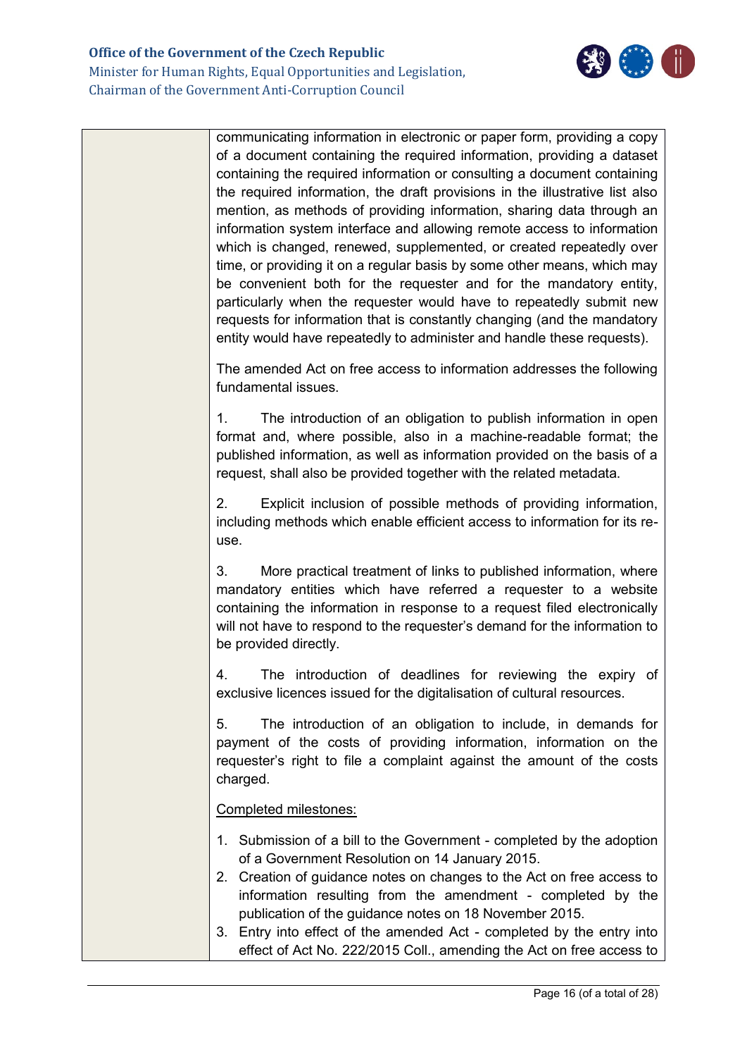| | communicating information in electronic or paper form, providing a copy of a document containing the required information, providing a dataset containing the required information or consulting a document containing the required information, the draft provisions in the illustrative list also mention, as methods of providing information, sharing data through an information system interface and allowing remote access to information which is changed, renewed, supplemented, or created repeatedly over time, or providing it on a regular basis by some other means, which may be convenient both for the requester and for the mandatory entity, particularly when the requester would have to repeatedly submit new requests for information that is constantly changing (and the mandatory entity would have repeatedly to administer and handle these requests).<br><br>The amended Act on free access to information addresses the following fundamental issues.<br><br>1. The introduction of an obligation to publish information in open format and, where possible, also in a machine-readable format; the published information, as well as information provided on the basis of a request, shall also be provided together with the related metadata.<br><br>2. Explicit inclusion of possible methods of providing information, including methods which enable efficient access to information for its re-use.<br><br>3. More practical treatment of links to published information, where mandatory entities which have referred a requester to a website containing the information in response to a request filed electronically will not have to respond to the requester's demand for the information to be provided directly.<br><br>4. The introduction of deadlines for reviewing the expiry of exclusive licences issued for the digitalisation of cultural resources.<br><br>5. The introduction of an obligation to include, in demands for payment of the costs of providing information, information on the requester's right to file a complaint against the amount of the costs charged.<br><br><u>Completed milestones:</u><br><br>1. Submission of a bill to the Government - completed by the adoption of a Government Resolution on 14 January 2015.<br>2. Creation of guidance notes on changes to the Act on free access to information resulting from the amendment - completed by the publication of the guidance notes on 18 November 2015.<br>3. Entry into effect of the amended Act - completed by the entry into effect of Act No. 222/2015 Coll., amending the Act on free access to |
|---|---|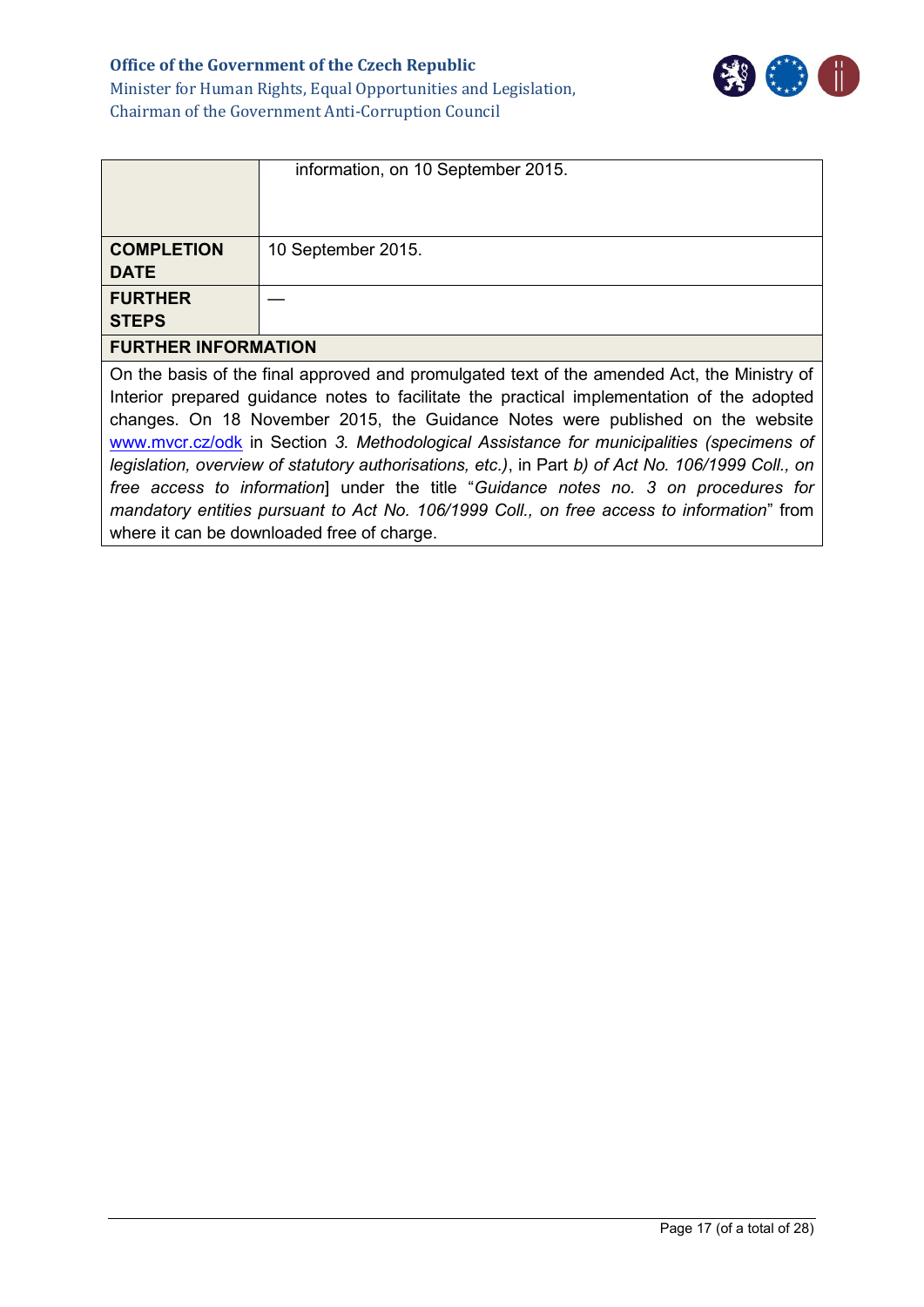| | |
|---|---|
| | information, on 10 September 2015. |
| **COMPLETION DATE** | 10 September 2015. |
| **FURTHER STEPS** | — |

**FURTHER INFORMATION**

On the basis of the final approved and promulgated text of the amended Act, the Ministry of Interior prepared guidance notes to facilitate the practical implementation of the adopted changes. On 18 November 2015, the Guidance Notes were published on the website www.mvcr.cz/odk in Section *3. Methodological Assistance for municipalities (specimens of legislation, overview of statutory authorisations, etc.)*, in Part *b) of Act No. 106/1999 Coll., on free access to information*] under the title "*Guidance notes no. 3 on procedures for mandatory entities pursuant to Act No. 106/1999 Coll., on free access to information*" from where it can be downloaded free of charge.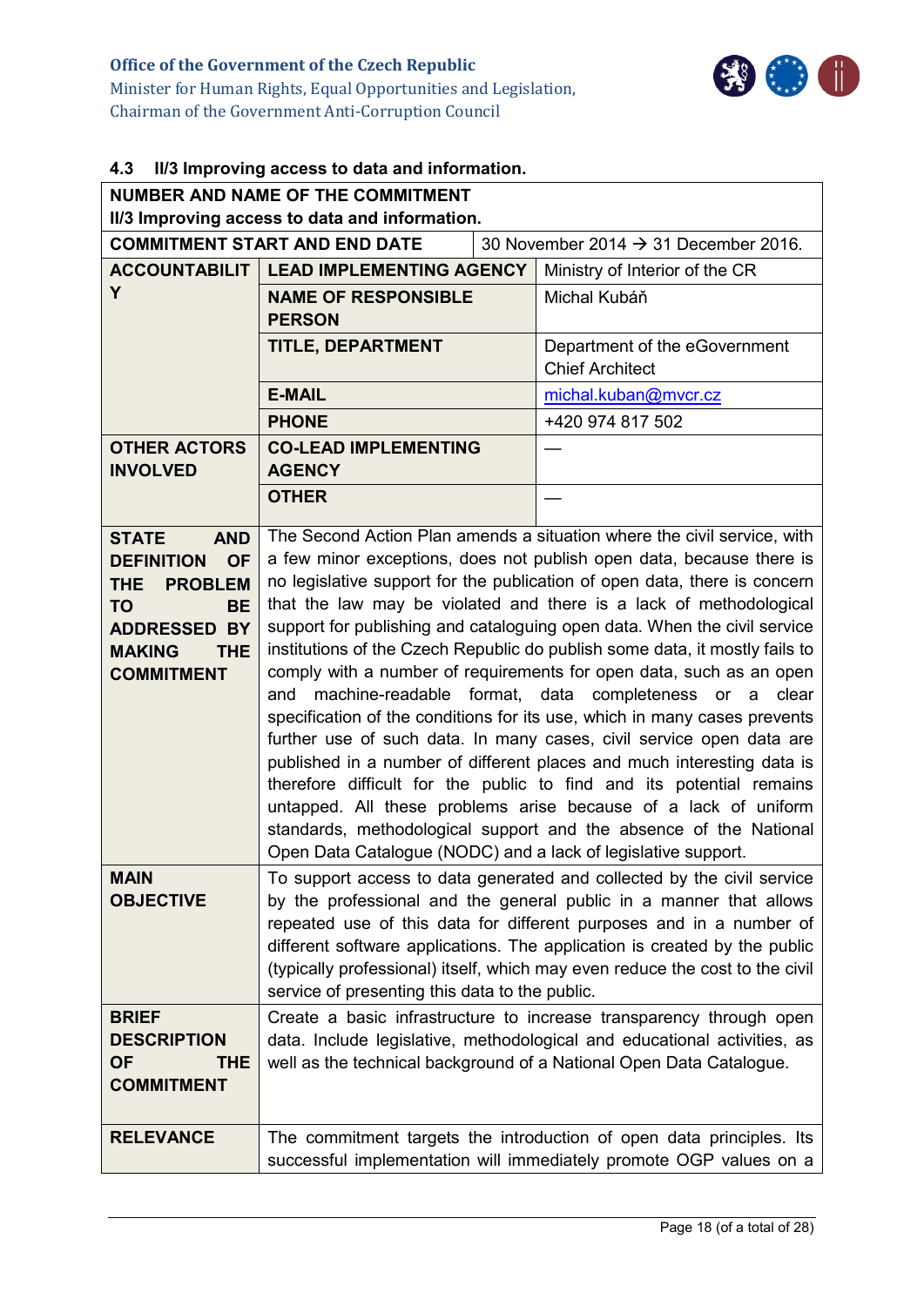### 4.3 II/3 Improving access to data and information.

| NUMBER AND NAME OF THE COMMITMENT<br>II/3 Improving access to data and information. | | |
|---|---|---|
| COMMITMENT START AND END DATE | | 30 November 2014 → 31 December 2016. |
| ACCOUNTABILITY | LEAD IMPLEMENTING AGENCY | Ministry of Interior of the CR |
| | NAME OF RESPONSIBLE PERSON | Michal Kubáň |
| | TITLE, DEPARTMENT | Department of the eGovernment Chief Architect |
| | E-MAIL | michal.kuban@mvcr.cz |
| | PHONE | +420 974 817 502 |
| OTHER ACTORS INVOLVED | CO-LEAD IMPLEMENTING AGENCY | — |
| | OTHER | — |
| STATE AND DEFINITION OF THE PROBLEM TO BE ADDRESSED BY MAKING THE COMMITMENT | The Second Action Plan amends a situation where the civil service, with a few minor exceptions, does not publish open data, because there is no legislative support for the publication of open data, there is concern that the law may be violated and there is a lack of methodological support for publishing and cataloguing open data. When the civil service institutions of the Czech Republic do publish some data, it mostly fails to comply with a number of requirements for open data, such as an open and machine-readable format, data completeness or a clear specification of the conditions for its use, which in many cases prevents further use of such data. In many cases, civil service open data are published in a number of different places and much interesting data is therefore difficult for the public to find and its potential remains untapped. All these problems arise because of a lack of uniform standards, methodological support and the absence of the National Open Data Catalogue (NODC) and a lack of legislative support. | |
| MAIN OBJECTIVE | To support access to data generated and collected by the civil service by the professional and the general public in a manner that allows repeated use of this data for different purposes and in a number of different software applications. The application is created by the public (typically professional) itself, which may even reduce the cost to the civil service of presenting this data to the public. | |
| BRIEF DESCRIPTION OF THE COMMITMENT | Create a basic infrastructure to increase transparency through open data. Include legislative, methodological and educational activities, as well as the technical background of a National Open Data Catalogue. | |
| RELEVANCE | The commitment targets the introduction of open data principles. Its successful implementation will immediately promote OGP values on a | |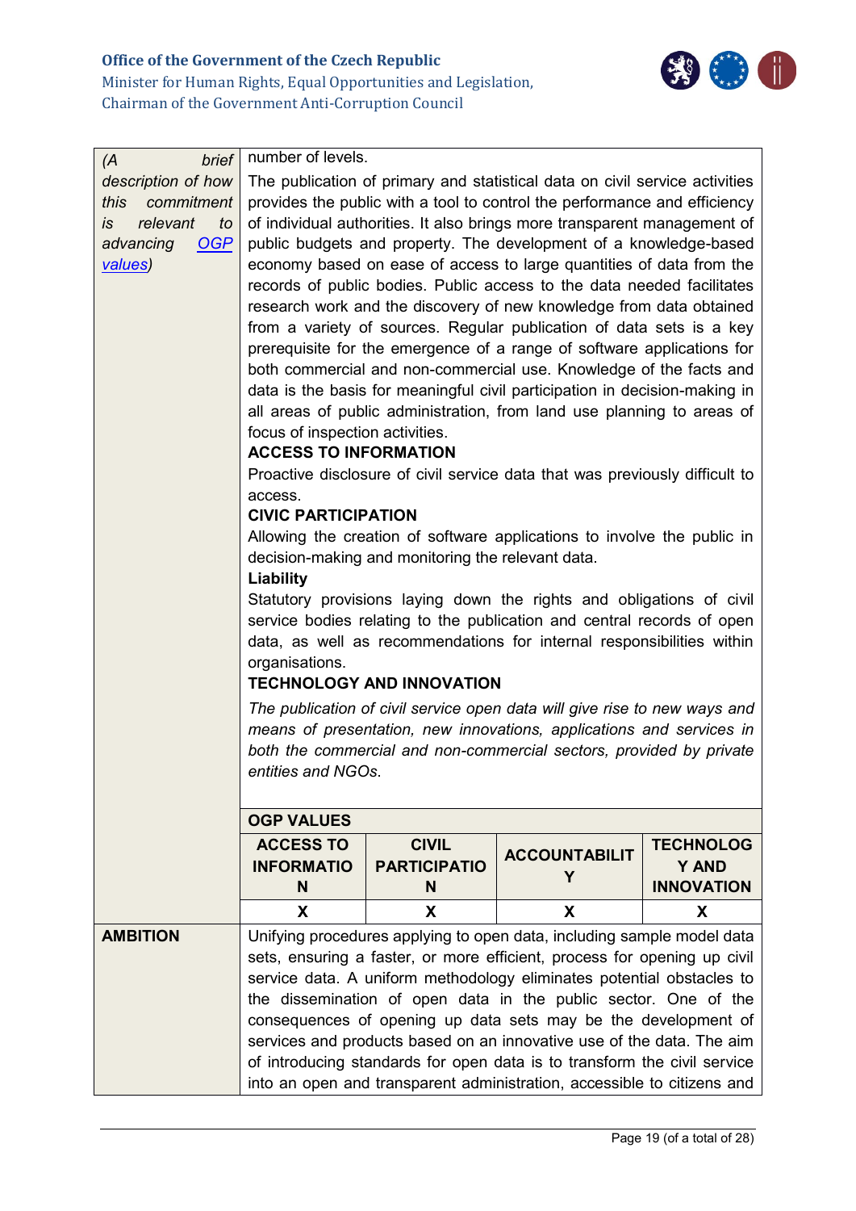| | |
|---|---|
| *(A brief description of how this commitment is relevant to advancing [OGP values]())* | number of levels.<br>The publication of primary and statistical data on civil service activities provides the public with a tool to control the performance and efficiency of individual authorities. It also brings more transparent management of public budgets and property. The development of a knowledge-based economy based on ease of access to large quantities of data from the records of public bodies. Public access to the data needed facilitates research work and the discovery of new knowledge from data obtained from a variety of sources. Regular publication of data sets is a key prerequisite for the emergence of a range of software applications for both commercial and non-commercial use. Knowledge of the facts and data is the basis for meaningful civil participation in decision-making in all areas of public administration, from land use planning to areas of focus of inspection activities.<br>**ACCESS TO INFORMATION**<br>Proactive disclosure of civil service data that was previously difficult to access.<br>**CIVIC PARTICIPATION**<br>Allowing the creation of software applications to involve the public in decision-making and monitoring the relevant data.<br>**Liability**<br>Statutory provisions laying down the rights and obligations of civil service bodies relating to the publication and central records of open data, as well as recommendations for internal responsibilities within organisations.<br>**TECHNOLOGY AND INNOVATION**<br>*The publication of civil service open data will give rise to new ways and means of presentation, new innovations, applications and services in both the commercial and non-commercial sectors, provided by private entities and NGOs.* |

**OGP VALUES**

| ACCESS TO INFORMATION | CIVIL PARTICIPATION | ACCOUNTABILITY | TECHNOLOGY AND INNOVATION |
|---|---|---|---|
| X | X | X | X |

| | |
|---|---|
| **AMBITION** | Unifying procedures applying to open data, including sample model data sets, ensuring a faster, or more efficient, process for opening up civil service data. A uniform methodology eliminates potential obstacles to the dissemination of open data in the public sector. One of the consequences of opening up data sets may be the development of services and products based on an innovative use of the data. The aim of introducing standards for open data is to transform the civil service into an open and transparent administration, accessible to citizens and |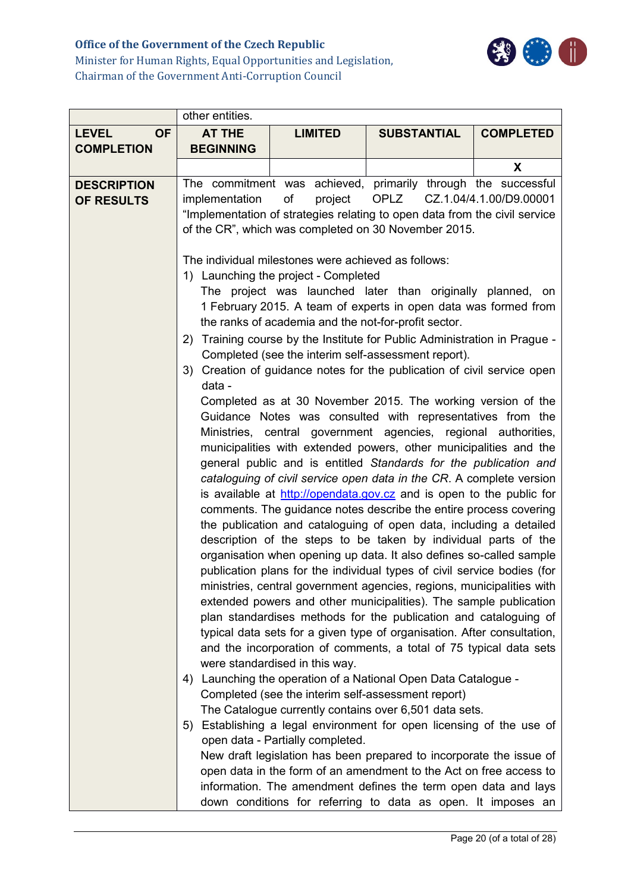|  | other entities. | | | |
|---|---|---|---|---|
| **LEVEL OF COMPLETION** | **AT THE BEGINNING** | **LIMITED** | **SUBSTANTIAL** | **COMPLETED** |
|  |  |  |  | **X** |
| **DESCRIPTION OF RESULTS** | The commitment was achieved, primarily through the successful implementation of project OPLZ CZ.1.04/4.1.00/D9.00001 "Implementation of strategies relating to open data from the civil service of the CR", which was completed on 30 November 2015.<br><br>The individual milestones were achieved as follows:<br>1) Launching the project - Completed<br>The project was launched later than originally planned, on 1 February 2015. A team of experts in open data was formed from the ranks of academia and the not-for-profit sector.<br>2) Training course by the Institute for Public Administration in Prague - Completed (see the interim self-assessment report).<br>3) Creation of guidance notes for the publication of civil service open data -<br>Completed as at 30 November 2015. The working version of the Guidance Notes was consulted with representatives from the Ministries, central government agencies, regional authorities, municipalities with extended powers, other municipalities and the general public and is entitled *Standards for the publication and cataloguing of civil service open data in the CR*. A complete version is available at http://opendata.gov.cz and is open to the public for comments. The guidance notes describe the entire process covering the publication and cataloguing of open data, including a detailed description of the steps to be taken by individual parts of the organisation when opening up data. It also defines so-called sample publication plans for the individual types of civil service bodies (for ministries, central government agencies, regions, municipalities with extended powers and other municipalities). The sample publication plan standardises methods for the publication and cataloguing of typical data sets for a given type of organisation. After consultation, and the incorporation of comments, a total of 75 typical data sets were standardised in this way.<br>4) Launching the operation of a National Open Data Catalogue - Completed (see the interim self-assessment report)<br>The Catalogue currently contains over 6,501 data sets.<br>5) Establishing a legal environment for open licensing of the use of open data - Partially completed.<br>New draft legislation has been prepared to incorporate the issue of open data in the form of an amendment to the Act on free access to information. The amendment defines the term open data and lays down conditions for referring to data as open. It imposes an | | | |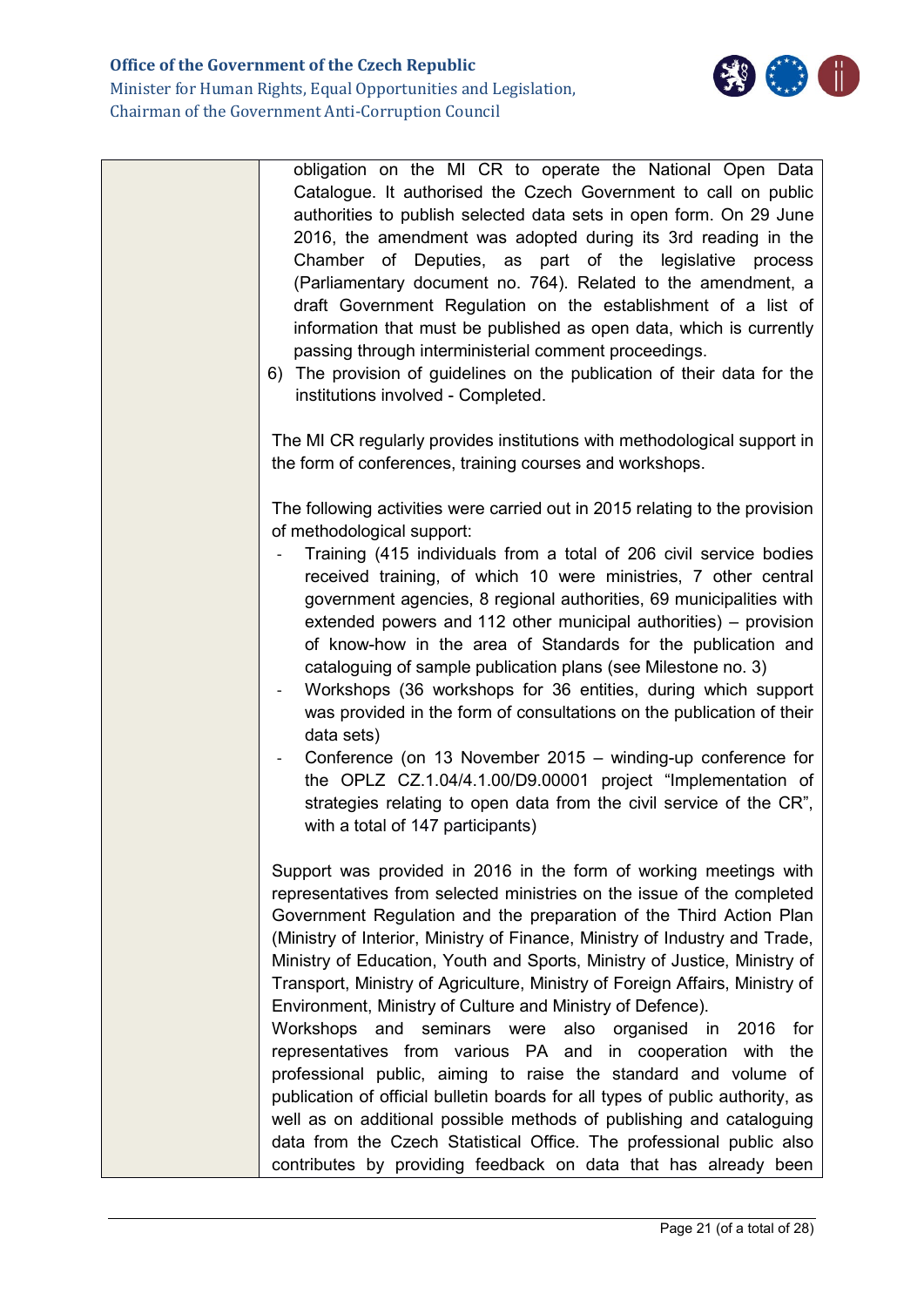| | obligation on the MI CR to operate the National Open Data Catalogue. It authorised the Czech Government to call on public authorities to publish selected data sets in open form. On 29 June 2016, the amendment was adopted during its 3rd reading in the Chamber of Deputies, as part of the legislative process (Parliamentary document no. 764). Related to the amendment, a draft Government Regulation on the establishment of a list of information that must be published as open data, which is currently passing through interministerial comment proceedings.<br>6) The provision of guidelines on the publication of their data for the institutions involved - Completed.<br><br>The MI CR regularly provides institutions with methodological support in the form of conferences, training courses and workshops.<br><br>The following activities were carried out in 2015 relating to the provision of methodological support:<br>- Training (415 individuals from a total of 206 civil service bodies received training, of which 10 were ministries, 7 other central government agencies, 8 regional authorities, 69 municipalities with extended powers and 112 other municipal authorities) – provision of know-how in the area of Standards for the publication and cataloguing of sample publication plans (see Milestone no. 3)<br>- Workshops (36 workshops for 36 entities, during which support was provided in the form of consultations on the publication of their data sets)<br>- Conference (on 13 November 2015 – winding-up conference for the OPLZ CZ.1.04/4.1.00/D9.00001 project "Implementation of strategies relating to open data from the civil service of the CR", with a total of 147 participants)<br><br>Support was provided in 2016 in the form of working meetings with representatives from selected ministries on the issue of the completed Government Regulation and the preparation of the Third Action Plan (Ministry of Interior, Ministry of Finance, Ministry of Industry and Trade, Ministry of Education, Youth and Sports, Ministry of Justice, Ministry of Transport, Ministry of Agriculture, Ministry of Foreign Affairs, Ministry of Environment, Ministry of Culture and Ministry of Defence).<br>Workshops and seminars were also organised in 2016 for representatives from various PA and in cooperation with the professional public, aiming to raise the standard and volume of publication of official bulletin boards for all types of public authority, as well as on additional possible methods of publishing and cataloguing data from the Czech Statistical Office. The professional public also contributes by providing feedback on data that has already been |
|---|---|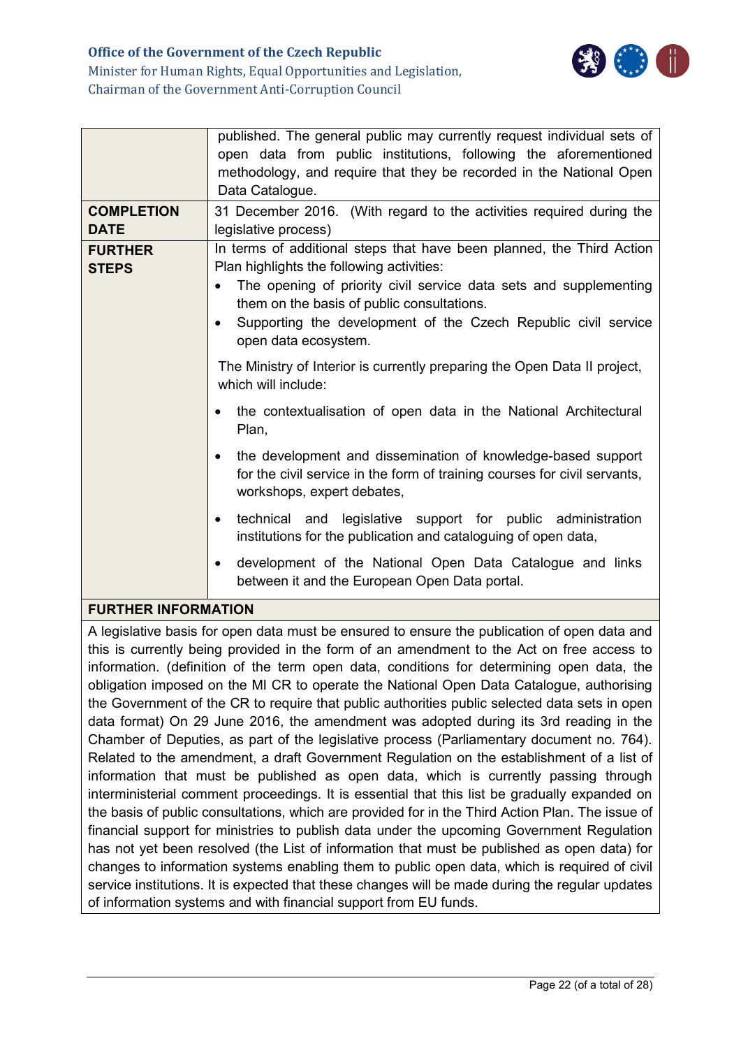| | |
|---|---|
| | published. The general public may currently request individual sets of open data from public institutions, following the aforementioned methodology, and require that they be recorded in the National Open Data Catalogue. |
| **COMPLETION DATE** | 31 December 2016. (With regard to the activities required during the legislative process) |
| **FURTHER STEPS** | In terms of additional steps that have been planned, the Third Action Plan highlights the following activities:<br>• The opening of priority civil service data sets and supplementing them on the basis of public consultations.<br>• Supporting the development of the Czech Republic civil service open data ecosystem.<br><br>The Ministry of Interior is currently preparing the Open Data II project, which will include:<br>• the contextualisation of open data in the National Architectural Plan,<br>• the development and dissemination of knowledge-based support for the civil service in the form of training courses for civil servants, workshops, expert debates,<br>• technical and legislative support for public administration institutions for the publication and cataloguing of open data,<br>• development of the National Open Data Catalogue and links between it and the European Open Data portal. |

**FURTHER INFORMATION**

A legislative basis for open data must be ensured to ensure the publication of open data and this is currently being provided in the form of an amendment to the Act on free access to information. (definition of the term open data, conditions for determining open data, the obligation imposed on the MI CR to operate the National Open Data Catalogue, authorising the Government of the CR to require that public authorities public selected data sets in open data format) On 29 June 2016, the amendment was adopted during its 3rd reading in the Chamber of Deputies, as part of the legislative process (Parliamentary document no. 764). Related to the amendment, a draft Government Regulation on the establishment of a list of information that must be published as open data, which is currently passing through interministerial comment proceedings. It is essential that this list be gradually expanded on the basis of public consultations, which are provided for in the Third Action Plan. The issue of financial support for ministries to publish data under the upcoming Government Regulation has not yet been resolved (the List of information that must be published as open data) for changes to information systems enabling them to public open data, which is required of civil service institutions. It is expected that these changes will be made during the regular updates of information systems and with financial support from EU funds.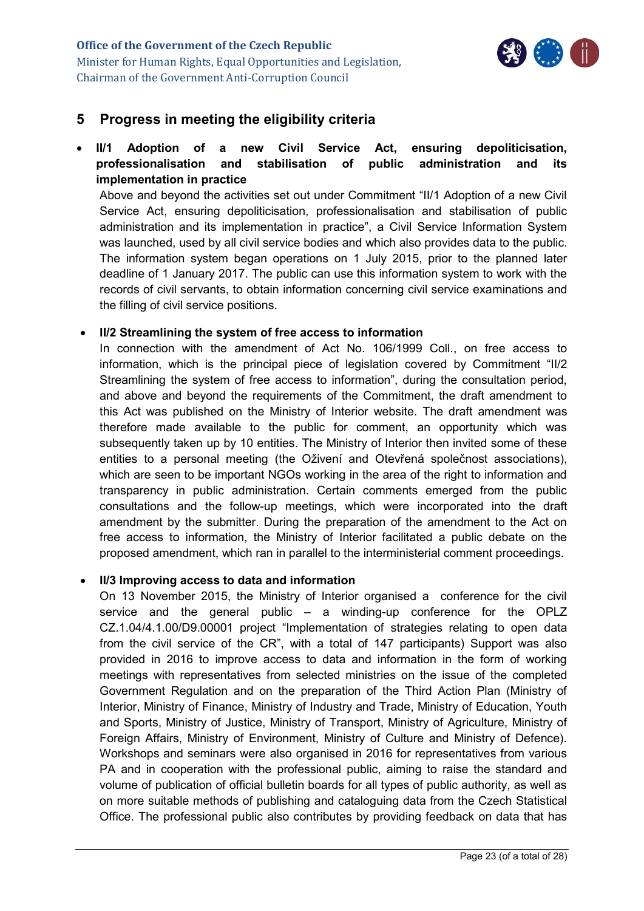## 5 Progress in meeting the eligibility criteria

- **II/1 Adoption of a new Civil Service Act, ensuring depoliticisation, professionalisation and stabilisation of public administration and its implementation in practice**

  Above and beyond the activities set out under Commitment "II/1 Adoption of a new Civil Service Act, ensuring depoliticisation, professionalisation and stabilisation of public administration and its implementation in practice", a Civil Service Information System was launched, used by all civil service bodies and which also provides data to the public. The information system began operations on 1 July 2015, prior to the planned later deadline of 1 January 2017. The public can use this information system to work with the records of civil servants, to obtain information concerning civil service examinations and the filling of civil service positions.

- **II/2 Streamlining the system of free access to information**

  In connection with the amendment of Act No. 106/1999 Coll., on free access to information, which is the principal piece of legislation covered by Commitment "II/2 Streamlining the system of free access to information", during the consultation period, and above and beyond the requirements of the Commitment, the draft amendment to this Act was published on the Ministry of Interior website. The draft amendment was therefore made available to the public for comment, an opportunity which was subsequently taken up by 10 entities. The Ministry of Interior then invited some of these entities to a personal meeting (the Oživení and Otevřená společnost associations), which are seen to be important NGOs working in the area of the right to information and transparency in public administration. Certain comments emerged from the public consultations and the follow-up meetings, which were incorporated into the draft amendment by the submitter. During the preparation of the amendment to the Act on free access to information, the Ministry of Interior facilitated a public debate on the proposed amendment, which ran in parallel to the interministerial comment proceedings.

- **II/3 Improving access to data and information**

  On 13 November 2015, the Ministry of Interior organised a conference for the civil service and the general public – a winding-up conference for the OPLZ CZ.1.04/4.1.00/D9.00001 project "Implementation of strategies relating to open data from the civil service of the CR", with a total of 147 participants) Support was also provided in 2016 to improve access to data and information in the form of working meetings with representatives from selected ministries on the issue of the completed Government Regulation and on the preparation of the Third Action Plan (Ministry of Interior, Ministry of Finance, Ministry of Industry and Trade, Ministry of Education, Youth and Sports, Ministry of Justice, Ministry of Transport, Ministry of Agriculture, Ministry of Foreign Affairs, Ministry of Environment, Ministry of Culture and Ministry of Defence). Workshops and seminars were also organised in 2016 for representatives from various PA and in cooperation with the professional public, aiming to raise the standard and volume of publication of official bulletin boards for all types of public authority, as well as on more suitable methods of publishing and cataloguing data from the Czech Statistical Office. The professional public also contributes by providing feedback on data that has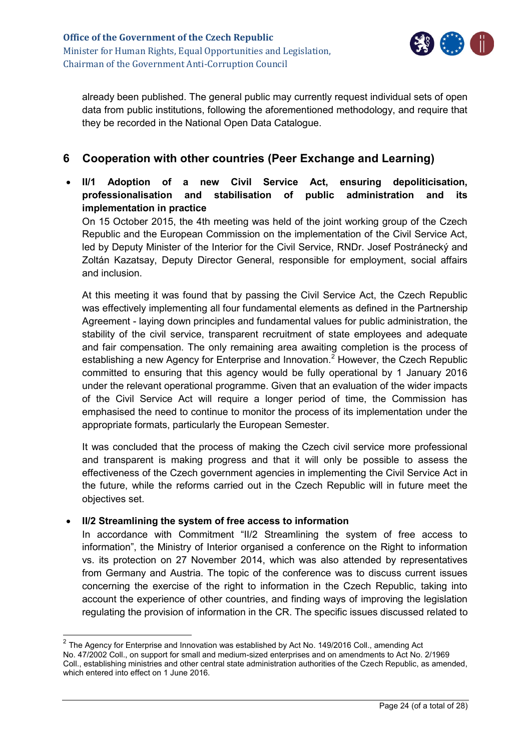already been published. The general public may currently request individual sets of open data from public institutions, following the aforementioned methodology, and require that they be recorded in the National Open Data Catalogue.

## 6 Cooperation with other countries (Peer Exchange and Learning)

- **II/1 Adoption of a new Civil Service Act, ensuring depoliticisation, professionalisation and stabilisation of public administration and its implementation in practice**

  On 15 October 2015, the 4th meeting was held of the joint working group of the Czech Republic and the European Commission on the implementation of the Civil Service Act, led by Deputy Minister of the Interior for the Civil Service, RNDr. Josef Postránecký and Zoltán Kazatsay, Deputy Director General, responsible for employment, social affairs and inclusion.

  At this meeting it was found that by passing the Civil Service Act, the Czech Republic was effectively implementing all four fundamental elements as defined in the Partnership Agreement - laying down principles and fundamental values for public administration, the stability of the civil service, transparent recruitment of state employees and adequate and fair compensation. The only remaining area awaiting completion is the process of establishing a new Agency for Enterprise and Innovation.[2] However, the Czech Republic committed to ensuring that this agency would be fully operational by 1 January 2016 under the relevant operational programme. Given that an evaluation of the wider impacts of the Civil Service Act will require a longer period of time, the Commission has emphasised the need to continue to monitor the process of its implementation under the appropriate formats, particularly the European Semester.

  It was concluded that the process of making the Czech civil service more professional and transparent is making progress and that it will only be possible to assess the effectiveness of the Czech government agencies in implementing the Civil Service Act in the future, while the reforms carried out in the Czech Republic will in future meet the objectives set.

- **II/2 Streamlining the system of free access to information**

  In accordance with Commitment "II/2 Streamlining the system of free access to information", the Ministry of Interior organised a conference on the Right to information vs. its protection on 27 November 2014, which was also attended by representatives from Germany and Austria. The topic of the conference was to discuss current issues concerning the exercise of the right to information in the Czech Republic, taking into account the experience of other countries, and finding ways of improving the legislation regulating the provision of information in the CR. The specific issues discussed related to

---

[2] The Agency for Enterprise and Innovation was established by Act No. 149/2016 Coll., amending Act No. 47/2002 Coll., on support for small and medium-sized enterprises and on amendments to Act No. 2/1969 Coll., establishing ministries and other central state administration authorities of the Czech Republic, as amended, which entered into effect on 1 June 2016.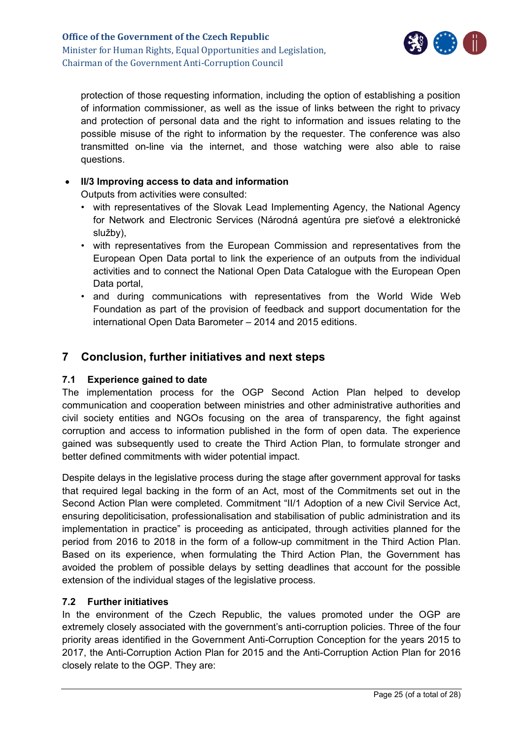protection of those requesting information, including the option of establishing a position of information commissioner, as well as the issue of links between the right to privacy and protection of personal data and the right to information and issues relating to the possible misuse of the right to information by the requester. The conference was also transmitted on-line via the internet, and those watching were also able to raise questions.

- **II/3 Improving access to data and information**

  Outputs from activities were consulted:
  - with representatives of the Slovak Lead Implementing Agency, the National Agency for Network and Electronic Services (Národná agentúra pre sieťové a elektronické služby),
  - with representatives from the European Commission and representatives from the European Open Data portal to link the experience of an outputs from the individual activities and to connect the National Open Data Catalogue with the European Open Data portal,
  - and during communications with representatives from the World Wide Web Foundation as part of the provision of feedback and support documentation for the international Open Data Barometer – 2014 and 2015 editions.

## 7 Conclusion, further initiatives and next steps

### 7.1 Experience gained to date

The implementation process for the OGP Second Action Plan helped to develop communication and cooperation between ministries and other administrative authorities and civil society entities and NGOs focusing on the area of transparency, the fight against corruption and access to information published in the form of open data. The experience gained was subsequently used to create the Third Action Plan, to formulate stronger and better defined commitments with wider potential impact.

Despite delays in the legislative process during the stage after government approval for tasks that required legal backing in the form of an Act, most of the Commitments set out in the Second Action Plan were completed. Commitment "II/1 Adoption of a new Civil Service Act, ensuring depoliticisation, professionalisation and stabilisation of public administration and its implementation in practice" is proceeding as anticipated, through activities planned for the period from 2016 to 2018 in the form of a follow-up commitment in the Third Action Plan. Based on its experience, when formulating the Third Action Plan, the Government has avoided the problem of possible delays by setting deadlines that account for the possible extension of the individual stages of the legislative process.

### 7.2 Further initiatives

In the environment of the Czech Republic, the values promoted under the OGP are extremely closely associated with the government's anti-corruption policies. Three of the four priority areas identified in the Government Anti-Corruption Conception for the years 2015 to 2017, the Anti-Corruption Action Plan for 2015 and the Anti-Corruption Action Plan for 2016 closely relate to the OGP. They are: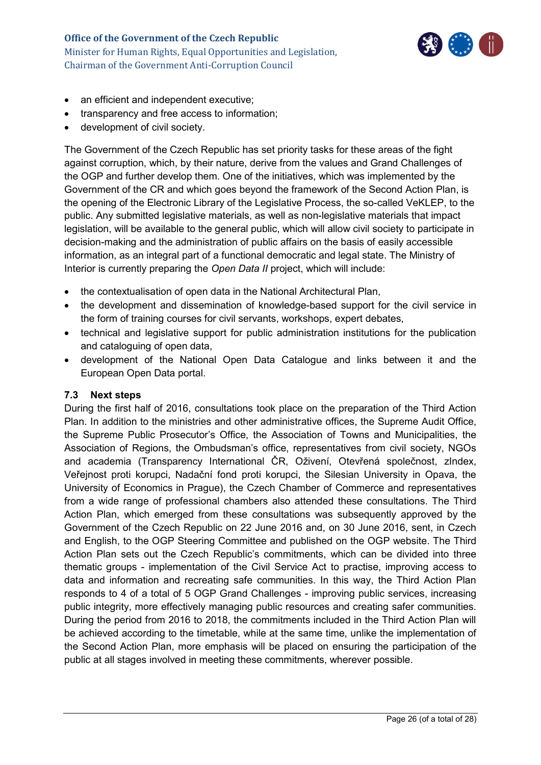- an efficient and independent executive;
- transparency and free access to information;
- development of civil society.

The Government of the Czech Republic has set priority tasks for these areas of the fight against corruption, which, by their nature, derive from the values and Grand Challenges of the OGP and further develop them. One of the initiatives, which was implemented by the Government of the CR and which goes beyond the framework of the Second Action Plan, is the opening of the Electronic Library of the Legislative Process, the so-called VeKLEP, to the public. Any submitted legislative materials, as well as non-legislative materials that impact legislation, will be available to the general public, which will allow civil society to participate in decision-making and the administration of public affairs on the basis of easily accessible information, as an integral part of a functional democratic and legal state. The Ministry of Interior is currently preparing the *Open Data II* project, which will include:

- the contextualisation of open data in the National Architectural Plan,
- the development and dissemination of knowledge-based support for the civil service in the form of training courses for civil servants, workshops, expert debates,
- technical and legislative support for public administration institutions for the publication and cataloguing of open data,
- development of the National Open Data Catalogue and links between it and the European Open Data portal.

### 7.3 Next steps

During the first half of 2016, consultations took place on the preparation of the Third Action Plan. In addition to the ministries and other administrative offices, the Supreme Audit Office, the Supreme Public Prosecutor's Office, the Association of Towns and Municipalities, the Association of Regions, the Ombudsman's office, representatives from civil society, NGOs and academia (Transparency International ČR, Oživení, Otevřená společnost, zIndex, Veřejnost proti korupci, Nadační fond proti korupci, the Silesian University in Opava, the University of Economics in Prague), the Czech Chamber of Commerce and representatives from a wide range of professional chambers also attended these consultations. The Third Action Plan, which emerged from these consultations was subsequently approved by the Government of the Czech Republic on 22 June 2016 and, on 30 June 2016, sent, in Czech and English, to the OGP Steering Committee and published on the OGP website. The Third Action Plan sets out the Czech Republic's commitments, which can be divided into three thematic groups - implementation of the Civil Service Act to practise, improving access to data and information and recreating safe communities. In this way, the Third Action Plan responds to 4 of a total of 5 OGP Grand Challenges - improving public services, increasing public integrity, more effectively managing public resources and creating safer communities. During the period from 2016 to 2018, the commitments included in the Third Action Plan will be achieved according to the timetable, while at the same time, unlike the implementation of the Second Action Plan, more emphasis will be placed on ensuring the participation of the public at all stages involved in meeting these commitments, wherever possible.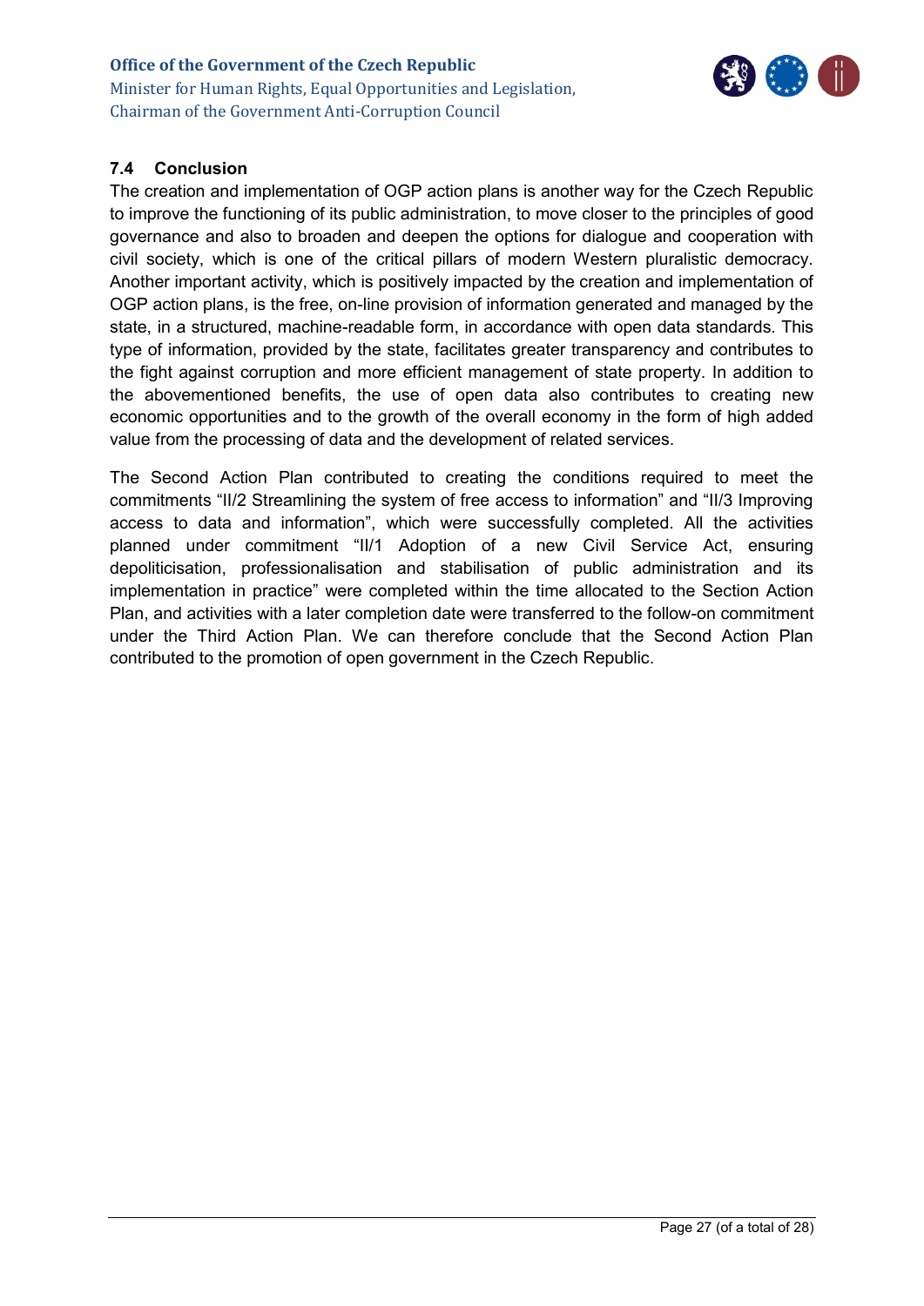### 7.4 Conclusion

The creation and implementation of OGP action plans is another way for the Czech Republic to improve the functioning of its public administration, to move closer to the principles of good governance and also to broaden and deepen the options for dialogue and cooperation with civil society, which is one of the critical pillars of modern Western pluralistic democracy. Another important activity, which is positively impacted by the creation and implementation of OGP action plans, is the free, on-line provision of information generated and managed by the state, in a structured, machine-readable form, in accordance with open data standards. This type of information, provided by the state, facilitates greater transparency and contributes to the fight against corruption and more efficient management of state property. In addition to the abovementioned benefits, the use of open data also contributes to creating new economic opportunities and to the growth of the overall economy in the form of high added value from the processing of data and the development of related services.

The Second Action Plan contributed to creating the conditions required to meet the commitments "II/2 Streamlining the system of free access to information" and "II/3 Improving access to data and information", which were successfully completed. All the activities planned under commitment "II/1 Adoption of a new Civil Service Act, ensuring depoliticisation, professionalisation and stabilisation of public administration and its implementation in practice" were completed within the time allocated to the Section Action Plan, and activities with a later completion date were transferred to the follow-on commitment under the Third Action Plan. We can therefore conclude that the Second Action Plan contributed to the promotion of open government in the Czech Republic.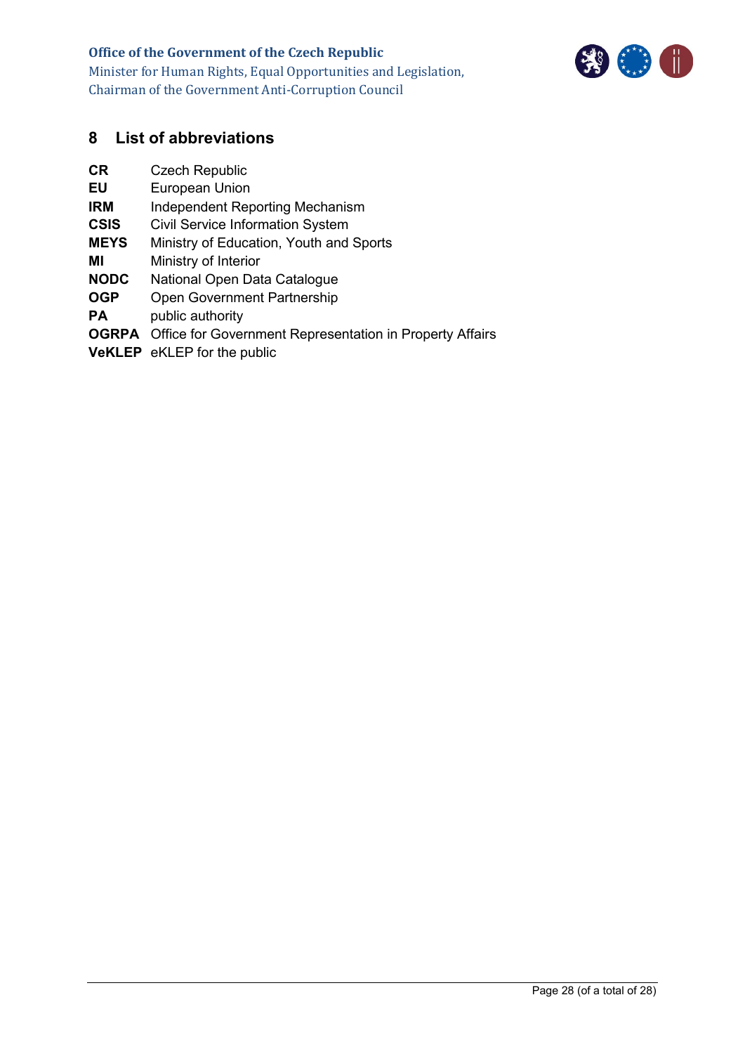## 8 List of abbreviations

| | |
|---|---|
| **CR** | Czech Republic |
| **EU** | European Union |
| **IRM** | Independent Reporting Mechanism |
| **CSIS** | Civil Service Information System |
| **MEYS** | Ministry of Education, Youth and Sports |
| **MI** | Ministry of Interior |
| **NODC** | National Open Data Catalogue |
| **OGP** | Open Government Partnership |
| **PA** | public authority |
| **OGRPA** | Office for Government Representation in Property Affairs |
| **VeKLEP** | eKLEP for the public |